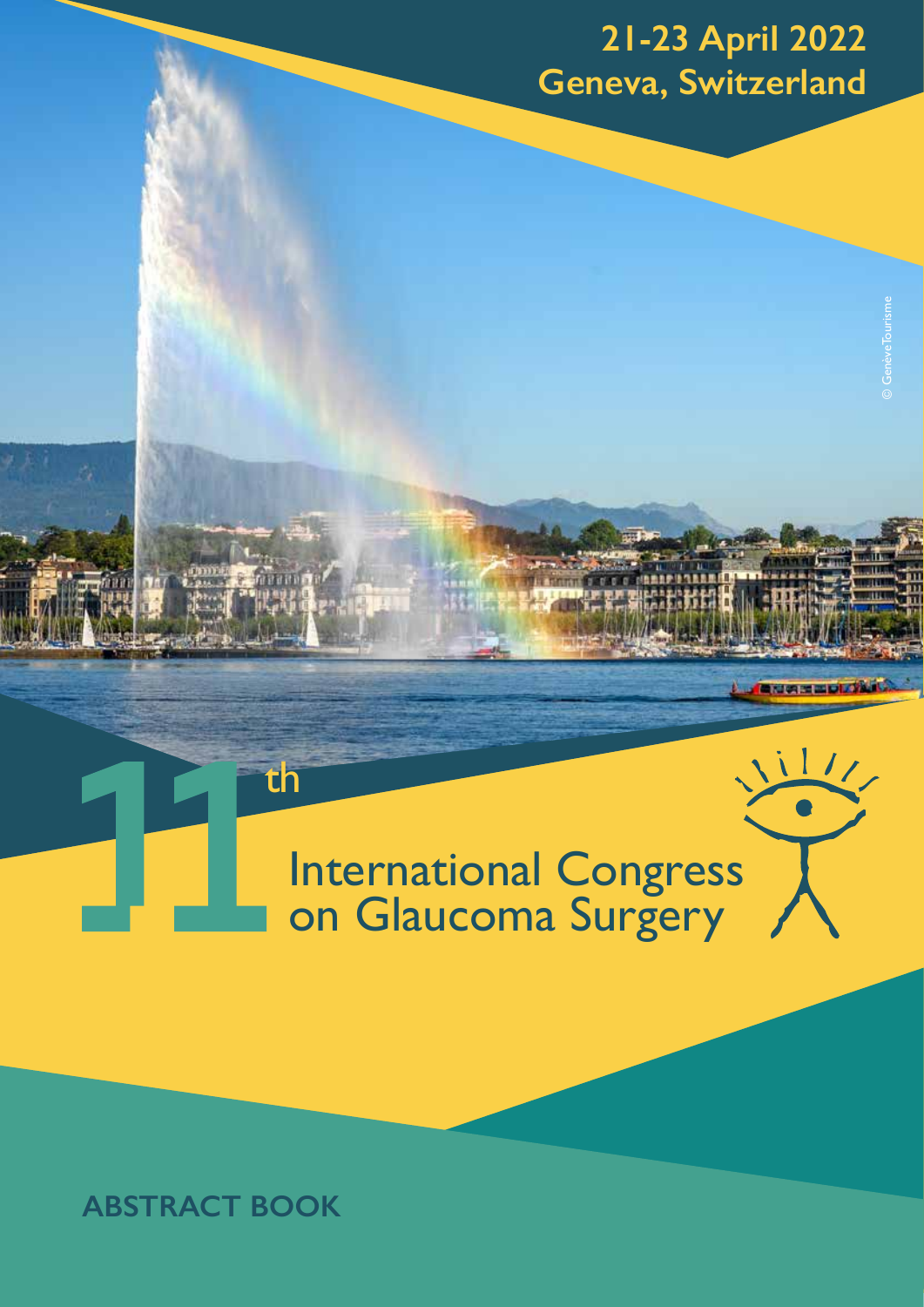21-23 April 2022
Geneva, Switzerland

© GenèveTourisme

# 11th International Congress on Glaucoma Surgery

## ABSTRACT BOOK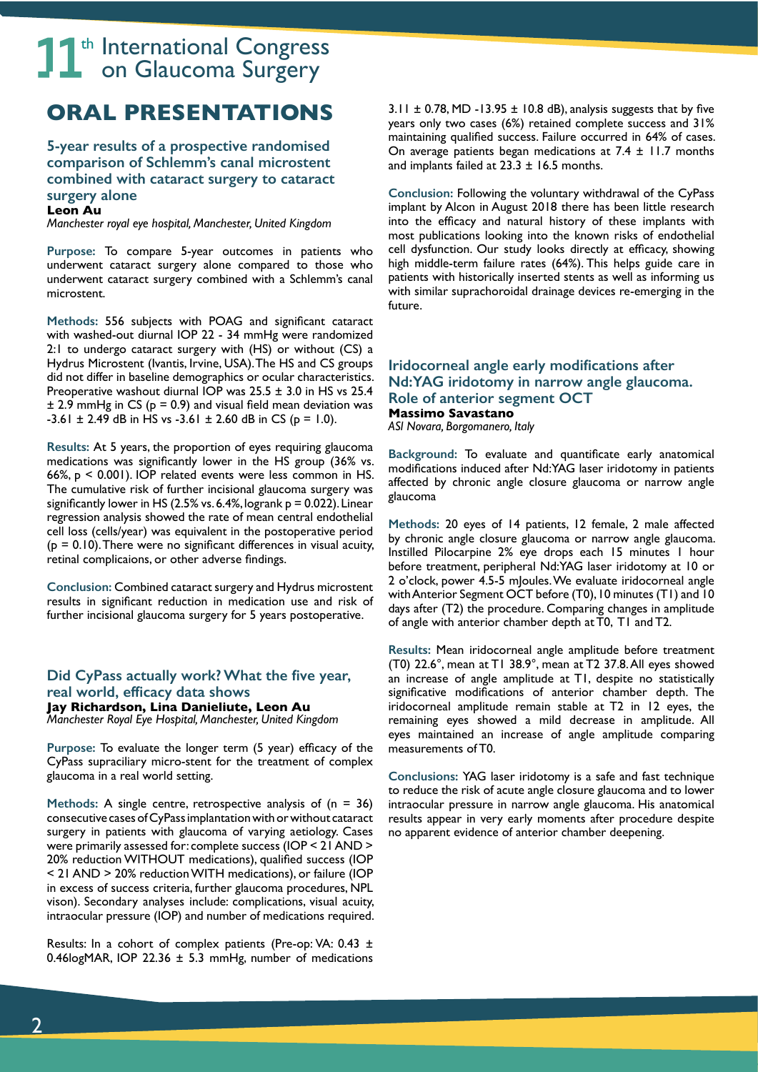# ORAL PRESENTATIONS

### 5-year results of a prospective randomised comparison of Schlemm's canal microstent combined with cataract surgery to cataract surgery alone

**Leon Au**

*Manchester royal eye hospital, Manchester, United Kingdom*

**Purpose:** To compare 5-year outcomes in patients who underwent cataract surgery alone compared to those who underwent cataract surgery combined with a Schlemm's canal microstent.

**Methods:** 556 subjects with POAG and significant cataract with washed-out diurnal IOP 22 - 34 mmHg were randomized 2:1 to undergo cataract surgery with (HS) or without (CS) a Hydrus Microstent (Ivantis, Irvine, USA). The HS and CS groups did not differ in baseline demographics or ocular characteristics. Preoperative washout diurnal IOP was 25.5 ± 3.0 in HS vs 25.4 ± 2.9 mmHg in CS ($p = 0.9$) and visual field mean deviation was -3.61 ± 2.49 dB in HS vs -3.61 ± 2.60 dB in CS ($p = 1.0$).

**Results:** At 5 years, the proportion of eyes requiring glaucoma medications was significantly lower in the HS group (36% vs. 66%, $p < 0.001$). IOP related events were less common in HS. The cumulative risk of further incisional glaucoma surgery was significantly lower in HS (2.5% vs. 6.4%, logrank $p = 0.022$). Linear regression analysis showed the rate of mean central endothelial cell loss (cells/year) was equivalent in the postoperative period ($p = 0.10$). There were no significant differences in visual acuity, retinal complicaions, or other adverse findings.

**Conclusion:** Combined cataract surgery and Hydrus microstent results in significant reduction in medication use and risk of further incisional glaucoma surgery for 5 years postoperative.

### Did CyPass actually work? What the five year, real world, efficacy data shows

**Jay Richardson, Lina Danieliute, Leon Au**

*Manchester Royal Eye Hospital, Manchester, United Kingdom*

**Purpose:** To evaluate the longer term (5 year) efficacy of the CyPass supraciliary micro-stent for the treatment of complex glaucoma in a real world setting.

**Methods:** A single centre, retrospective analysis of ($n = 36$) consecutive cases of CyPass implantation with or without cataract surgery in patients with glaucoma of varying aetiology. Cases were primarily assessed for: complete success (IOP < 21 AND > 20% reduction WITHOUT medications), qualified success (IOP < 21 AND > 20% reduction WITH medications), or failure (IOP in excess of success criteria, further glaucoma procedures, NPL vison). Secondary analyses include: complications, visual acuity, intraocular pressure (IOP) and number of medications required.

Results: In a cohort of complex patients (Pre-op: VA: 0.43 ± 0.46logMAR, IOP 22.36 ± 5.3 mmHg, number of medications 3.11 ± 0.78, MD -13.95 ± 10.8 dB), analysis suggests that by five years only two cases (6%) retained complete success and 31% maintaining qualified success. Failure occurred in 64% of cases. On average patients began medications at 7.4 ± 11.7 months and implants failed at 23.3 ± 16.5 months.

**Conclusion:** Following the voluntary withdrawal of the CyPass implant by Alcon in August 2018 there has been little research into the efficacy and natural history of these implants with most publications looking into the known risks of endothelial cell dysfunction. Our study looks directly at efficacy, showing high middle-term failure rates (64%). This helps guide care in patients with historically inserted stents as well as informing us with similar suprachoroidal drainage devices re-emerging in the future.

### Iridocorneal angle early modifications after Nd:YAG iridotomy in narrow angle glaucoma. Role of anterior segment OCT

**Massimo Savastano**

*ASl Novara, Borgomanero, Italy*

**Background:** To evaluate and quantificate early anatomical modifications induced after Nd:YAG laser iridotomy in patients affected by chronic angle closure glaucoma or narrow angle glaucoma

**Methods:** 20 eyes of 14 patients, 12 female, 2 male affected by chronic angle closure glaucoma or narrow angle glaucoma. Instilled Pilocarpine 2% eye drops each 15 minutes 1 hour before treatment, peripheral Nd:YAG laser iridotomy at 10 or 2 o'clock, power 4.5-5 mJoules. We evaluate iridocorneal angle with Anterior Segment OCT before (T0), 10 minutes (T1) and 10 days after (T2) the procedure. Comparing changes in amplitude of angle with anterior chamber depth at T0, T1 and T2.

**Results:** Mean iridocorneal angle amplitude before treatment (T0) 22.6°, mean at T1 38.9°, mean at T2 37.8. All eyes showed an increase of angle amplitude at T1, despite no statistically significative modifications of anterior chamber depth. The iridocorneal amplitude remain stable at T2 in 12 eyes, the remaining eyes showed a mild decrease in amplitude. All eyes maintained an increase of angle amplitude comparing measurements of T0.

**Conclusions:** YAG laser iridotomy is a safe and fast technique to reduce the risk of acute angle closure glaucoma and to lower intraocular pressure in narrow angle glaucoma. His anatomical results appear in very early moments after procedure despite no apparent evidence of anterior chamber deepening.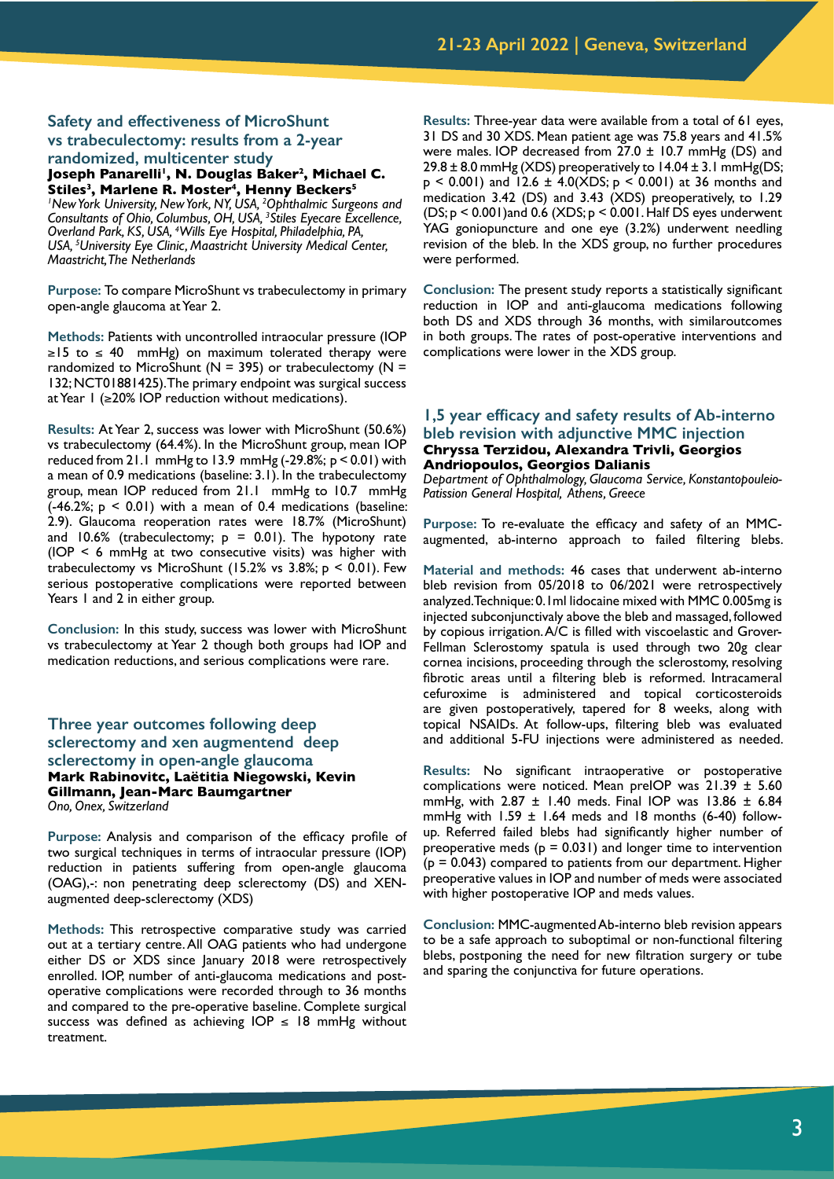## Safety and effectiveness of MicroShunt vs trabeculectomy: results from a 2-year randomized, multicenter study

**Joseph Panarelli[1], N. Douglas Baker[2], Michael C. Stiles[3], Marlene R. Moster[4], Henny Beckers[5]**

*[1]New York University, New York, NY, USA, [2]Ophthalmic Surgeons and Consultants of Ohio, Columbus, OH, USA, [3]Stiles Eyecare Excellence, Overland Park, KS, USA, [4]Wills Eye Hospital, Philadelphia, PA, USA, [5]University Eye Clinic, Maastricht University Medical Center, Maastricht, The Netherlands*

**Purpose:** To compare MicroShunt vs trabeculectomy in primary open-angle glaucoma at Year 2.

**Methods:** Patients with uncontrolled intraocular pressure (IOP ≥15 to ≤ 40 mmHg) on maximum tolerated therapy were randomized to MicroShunt (N = 395) or trabeculectomy (N = 132; NCT01881425). The primary endpoint was surgical success at Year 1 (≥20% IOP reduction without medications).

**Results:** At Year 2, success was lower with MicroShunt (50.6%) vs trabeculectomy (64.4%). In the MicroShunt group, mean IOP reduced from 21.1 mmHg to 13.9 mmHg (-29.8%; $p < 0.01$) with a mean of 0.9 medications (baseline: 3.1). In the trabeculectomy group, mean IOP reduced from 21.1 mmHg to 10.7 mmHg (-46.2%; $p < 0.01$) with a mean of 0.4 medications (baseline: 2.9). Glaucoma reoperation rates were 18.7% (MicroShunt) and 10.6% (trabeculectomy; $p = 0.01$). The hypotony rate (IOP < 6 mmHg at two consecutive visits) was higher with trabeculectomy vs MicroShunt (15.2% vs 3.8%; $p < 0.01$). Few serious postoperative complications were reported between Years 1 and 2 in either group.

**Conclusion:** In this study, success was lower with MicroShunt vs trabeculectomy at Year 2 though both groups had IOP and medication reductions, and serious complications were rare.

## Three year outcomes following deep sclerectomy and xen augmentend deep sclerectomy in open-angle glaucoma

**Mark Rabinovitc, Laëtitia Niegowski, Kevin Gillmann, Jean-Marc Baumgartner**

*Ono, Onex, Switzerland*

**Purpose:** Analysis and comparison of the efficacy profile of two surgical techniques in terms of intraocular pressure (IOP) reduction in patients suffering from open-angle glaucoma (OAG),-: non penetrating deep sclerectomy (DS) and XEN-augmented deep-sclerectomy (XDS)

**Methods:** This retrospective comparative study was carried out at a tertiary centre. All OAG patients who had undergone either DS or XDS since January 2018 were retrospectively enrolled. IOP, number of anti-glaucoma medications and post-operative complications were recorded through to 36 months and compared to the pre-operative baseline. Complete surgical success was defined as achieving IOP ≤ 18 mmHg without treatment.

**Results:** Three-year data were available from a total of 61 eyes, 31 DS and 30 XDS. Mean patient age was 75.8 years and 41.5% were males. IOP decreased from 27.0 ± 10.7 mmHg (DS) and 29.8 ± 8.0 mmHg (XDS) preoperatively to 14.04 ± 3.1 mmHg(DS; $p < 0.001$) and 12.6 ± 4.0(XDS; $p < 0.001$) at 36 months and medication 3.42 (DS) and 3.43 (XDS) preoperatively, to 1.29 (DS; $p < 0.001$)and 0.6 (XDS; $p < 0.001$. Half DS eyes underwent YAG goniopuncture and one eye (3.2%) underwent needling revision of the bleb. In the XDS group, no further procedures were performed.

**Conclusion:** The present study reports a statistically significant reduction in IOP and anti-glaucoma medications following both DS and XDS through 36 months, with similaroutcomes in both groups. The rates of post-operative interventions and complications were lower in the XDS group.

## 1,5 year efficacy and safety results of Ab-interno bleb revision with adjunctive MMC injection

**Chryssa Terzidou, Alexandra Trivli, Georgios Andriopoulos, Georgios Dalianis**

*Department of Ophthalmology, Glaucoma Service, Konstantopouleio-Patission General Hospital, Athens, Greece*

**Purpose:** To re-evaluate the efficacy and safety of an MMC-augmented, ab-interno approach to failed filtering blebs.

**Material and methods:** 46 cases that underwent ab-interno bleb revision from 05/2018 to 06/2021 were retrospectively analyzed. Technique: 0.1ml lidocaine mixed with MMC 0.005mg is injected subconjunctivaly above the bleb and massaged, followed by copious irrigation. A/C is filled with viscoelastic and Grover-Fellman Sclerostomy spatula is used through two 20g clear cornea incisions, proceeding through the sclerostomy, resolving fibrotic areas until a filtering bleb is reformed. Intracameral cefuroxime is administered and topical corticosteroids are given postoperatively, tapered for 8 weeks, along with topical NSAIDs. At follow-ups, filtering bleb was evaluated and additional 5-FU injections were administered as needed.

**Results:** No significant intraoperative or postoperative complications were noticed. Mean preIOP was 21.39 ± 5.60 mmHg, with 2.87 ± 1.40 meds. Final IOP was 13.86 ± 6.84 mmHg with 1.59 ± 1.64 meds and 18 months (6-40) follow-up. Referred failed blebs had significantly higher number of preoperative meds ($p = 0.031$) and longer time to intervention ($p = 0.043$) compared to patients from our department. Higher preoperative values in IOP and number of meds were associated with higher postoperative IOP and meds values.

**Conclusion:** MMC-augmented Ab-interno bleb revision appears to be a safe approach to suboptimal or non-functional filtering blebs, postponing the need for new filtration surgery or tube and sparing the conjunctiva for future operations.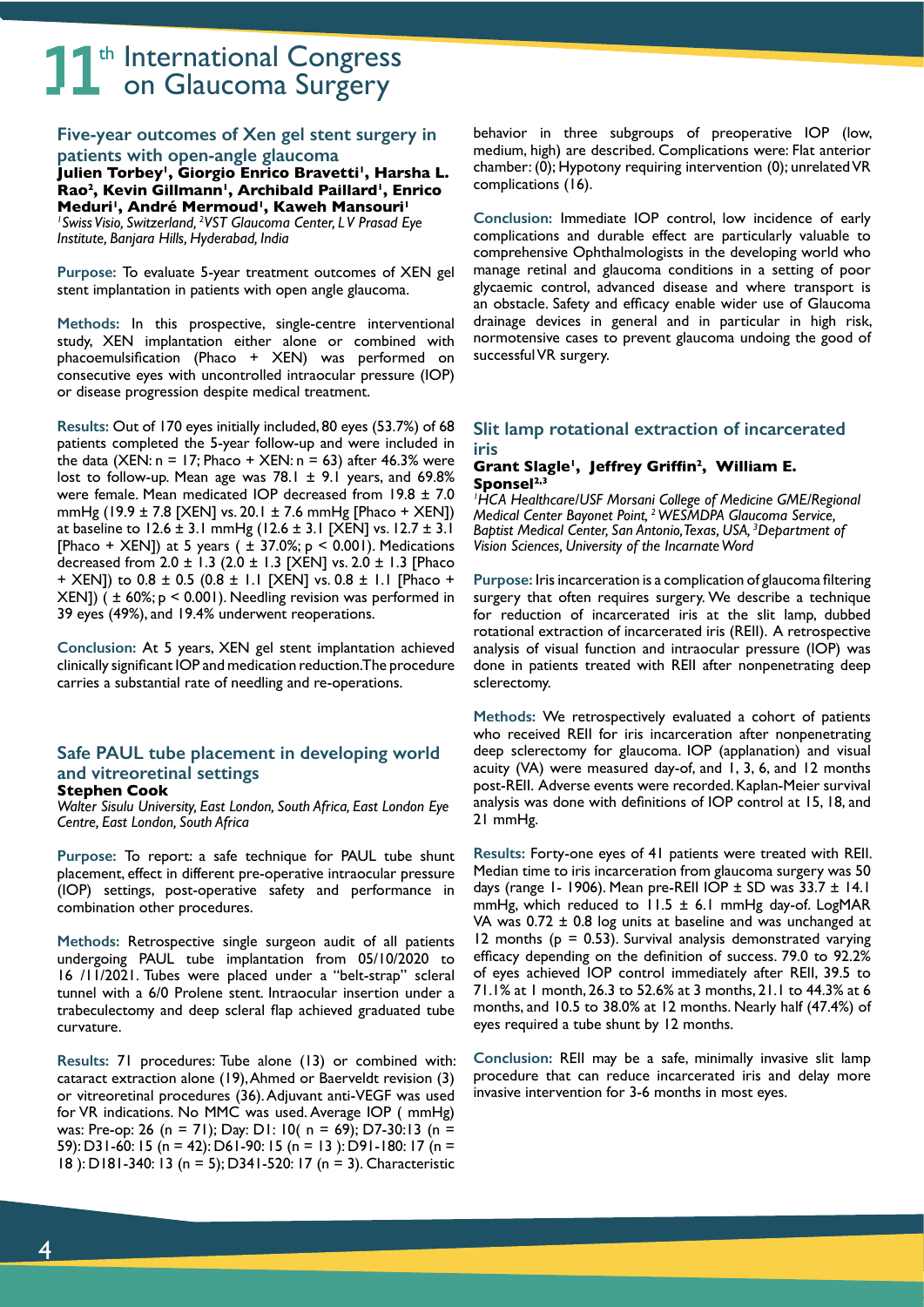## Five-year outcomes of Xen gel stent surgery in patients with open-angle glaucoma

**Julien Torbey[1], Giorgio Enrico Bravetti[1], Harsha L. Rao[2], Kevin Gillmann[1], Archibald Paillard[1], Enrico Meduri[1], André Mermoud[1], Kaweh Mansouri[1]**

*[1]Swiss Visio, Switzerland, [2]VST Glaucoma Center, L V Prasad Eye Institute, Banjara Hills, Hyderabad, India*

**Purpose:** To evaluate 5-year treatment outcomes of XEN gel stent implantation in patients with open angle glaucoma.

**Methods:** In this prospective, single-centre interventional study, XEN implantation either alone or combined with phacoemulsification (Phaco + XEN) was performed on consecutive eyes with uncontrolled intraocular pressure (IOP) or disease progression despite medical treatment.

**Results:** Out of 170 eyes initially included, 80 eyes (53.7%) of 68 patients completed the 5-year follow-up and were included in the data (XEN: n = 17; Phaco + XEN: n = 63) after 46.3% were lost to follow-up. Mean age was 78.1 ± 9.1 years, and 69.8% were female. Mean medicated IOP decreased from 19.8 ± 7.0 mmHg (19.9 ± 7.8 [XEN] vs. 20.1 ± 7.6 mmHg [Phaco + XEN]) at baseline to 12.6 ± 3.1 mmHg (12.6 ± 3.1 [XEN] vs. 12.7 ± 3.1 [Phaco + XEN]) at 5 years ( ± 37.0%; $p < 0.001$). Medications decreased from 2.0 ± 1.3 (2.0 ± 1.3 [XEN] vs. 2.0 ± 1.3 [Phaco + XEN]) to 0.8 ± 0.5 (0.8 ± 1.1 [XEN] vs. 0.8 ± 1.1 [Phaco + XEN]) ( ± 60%; $p < 0.001$). Needling revision was performed in 39 eyes (49%), and 19.4% underwent reoperations.

**Conclusion:** At 5 years, XEN gel stent implantation achieved clinically significant IOP and medication reduction. The procedure carries a substantial rate of needling and re-operations.

## Safe PAUL tube placement in developing world and vitreoretinal settings

**Stephen Cook**

*Walter Sisulu University, East London, South Africa, East London Eye Centre, East London, South Africa*

**Purpose:** To report: a safe technique for PAUL tube shunt placement, effect in different pre-operative intraocular pressure (IOP) settings, post-operative safety and performance in combination other procedures.

**Methods:** Retrospective single surgeon audit of all patients undergoing PAUL tube implantation from 05/10/2020 to 16 /11/2021. Tubes were placed under a "belt-strap" scleral tunnel with a 6/0 Prolene stent. Intraocular insertion under a trabeculectomy and deep scleral flap achieved graduated tube curvature.

**Results:** 71 procedures: Tube alone (13) or combined with: cataract extraction alone (19), Ahmed or Baerveldt revision (3) or vitreoretinal procedures (36). Adjuvant anti-VEGF was used for VR indications. No MMC was used. Average IOP ( mmHg) was: Pre-op: 26 (n = 71); Day: D1: 10( n = 69); D7-30:13 (n = 59): D31-60: 15 (n = 42): D61-90: 15 (n = 13 ): D91-180: 17 (n = 18 ): D181-340: 13 (n = 5); D341-520: 17 (n = 3). Characteristic behavior in three subgroups of preoperative IOP (low, medium, high) are described. Complications were: Flat anterior chamber: (0); Hypotony requiring intervention (0); unrelated VR complications (16).

**Conclusion:** Immediate IOP control, low incidence of early complications and durable effect are particularly valuable to comprehensive Ophthalmologists in the developing world who manage retinal and glaucoma conditions in a setting of poor glycaemic control, advanced disease and where transport is an obstacle. Safety and efficacy enable wider use of Glaucoma drainage devices in general and in particular in high risk, normotensive cases to prevent glaucoma undoing the good of successful VR surgery.

## Slit lamp rotational extraction of incarcerated iris

**Grant Slagle[1], Jeffrey Griffin[2], William E. Sponsel[2,3]**

*[1]HCA Healthcare/USF Morsani College of Medicine GME/Regional Medical Center Bayonet Point, [2] WESMDPA Glaucoma Service, Baptist Medical Center, San Antonio, Texas, USA, [3]Department of Vision Sciences, University of the Incarnate Word*

**Purpose:** Iris incarceration is a complication of glaucoma filtering surgery that often requires surgery. We describe a technique for reduction of incarcerated iris at the slit lamp, dubbed rotational extraction of incarcerated iris (REII). A retrospective analysis of visual function and intraocular pressure (IOP) was done in patients treated with REII after nonpenetrating deep sclerectomy.

**Methods:** We retrospectively evaluated a cohort of patients who received REII for iris incarceration after nonpenetrating deep sclerectomy for glaucoma. IOP (applanation) and visual acuity (VA) were measured day-of, and 1, 3, 6, and 12 months post-REII. Adverse events were recorded. Kaplan-Meier survival analysis was done with definitions of IOP control at 15, 18, and 21 mmHg.

**Results:** Forty-one eyes of 41 patients were treated with REII. Median time to iris incarceration from glaucoma surgery was 50 days (range 1- 1906). Mean pre-REII IOP ± SD was 33.7 ± 14.1 mmHg, which reduced to 11.5 ± 6.1 mmHg day-of. LogMAR VA was 0.72 ± 0.8 log units at baseline and was unchanged at 12 months ($p = 0.53$). Survival analysis demonstrated varying efficacy depending on the definition of success. 79.0 to 92.2% of eyes achieved IOP control immediately after REII, 39.5 to 71.1% at 1 month, 26.3 to 52.6% at 3 months, 21.1 to 44.3% at 6 months, and 10.5 to 38.0% at 12 months. Nearly half (47.4%) of eyes required a tube shunt by 12 months.

**Conclusion:** REII may be a safe, minimally invasive slit lamp procedure that can reduce incarcerated iris and delay more invasive intervention for 3-6 months in most eyes.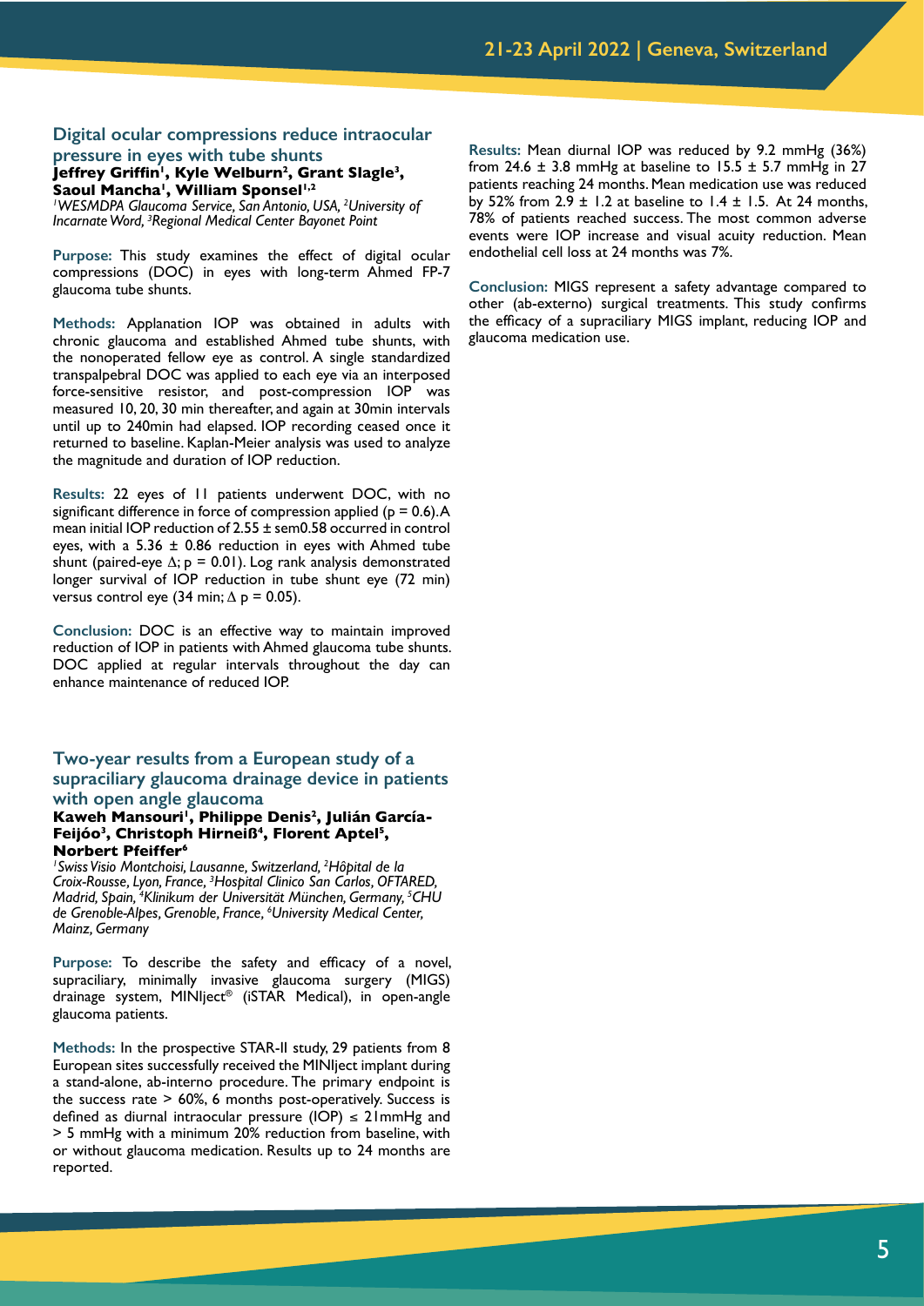## Digital ocular compressions reduce intraocular pressure in eyes with tube shunts

**Jeffrey Griffin[1], Kyle Welburn[2], Grant Slagle[3], Saoul Mancha[1], William Sponsel[1,2]**

*[1]WESMDPA Glaucoma Service, San Antonio, USA, [2]University of Incarnate Word, [3]Regional Medical Center Bayonet Point*

**Purpose:** This study examines the effect of digital ocular compressions (DOC) in eyes with long-term Ahmed FP-7 glaucoma tube shunts.

**Methods:** Applanation IOP was obtained in adults with chronic glaucoma and established Ahmed tube shunts, with the nonoperated fellow eye as control. A single standardized transpalpebral DOC was applied to each eye via an interposed force-sensitive resistor, and post-compression IOP was measured 10, 20, 30 min thereafter, and again at 30min intervals until up to 240min had elapsed. IOP recording ceased once it returned to baseline. Kaplan-Meier analysis was used to analyze the magnitude and duration of IOP reduction.

**Results:** 22 eyes of 11 patients underwent DOC, with no significant difference in force of compression applied ($p = 0.6$). A mean initial IOP reduction of 2.55 ± sem0.58 occurred in control eyes, with a 5.36 ± 0.86 reduction in eyes with Ahmed tube shunt (paired-eye $\Delta$; $p = 0.01$). Log rank analysis demonstrated longer survival of IOP reduction in tube shunt eye (72 min) versus control eye (34 min; $\Delta$ $p = 0.05$).

**Conclusion:** DOC is an effective way to maintain improved reduction of IOP in patients with Ahmed glaucoma tube shunts. DOC applied at regular intervals throughout the day can enhance maintenance of reduced IOP.

## Two-year results from a European study of a supraciliary glaucoma drainage device in patients with open angle glaucoma

**Kaweh Mansouri[1], Philippe Denis[2], Julián García-Feijóo[3], Christoph Hirneiß[4], Florent Aptel[5], Norbert Pfeiffer[6]**

*[1]Swiss Visio Montchoisi, Lausanne, Switzerland, [2]Hôpital de la Croix-Rousse, Lyon, France, [3]Hospital Clinico San Carlos, OFTARED, Madrid, Spain, [4]Klinikum der Universität München, Germany, [5]CHU de Grenoble-Alpes, Grenoble, France, [6]University Medical Center, Mainz, Germany*

**Purpose:** To describe the safety and efficacy of a novel, supraciliary, minimally invasive glaucoma surgery (MIGS) drainage system, MINIject® (iSTAR Medical), in open-angle glaucoma patients.

**Methods:** In the prospective STAR-II study, 29 patients from 8 European sites successfully received the MINIject implant during a stand-alone, ab-interno procedure. The primary endpoint is the success rate > 60%, 6 months post-operatively. Success is defined as diurnal intraocular pressure (IOP) ≤ 21mmHg and > 5 mmHg with a minimum 20% reduction from baseline, with or without glaucoma medication. Results up to 24 months are reported.

**Results:** Mean diurnal IOP was reduced by 9.2 mmHg (36%) from 24.6 ± 3.8 mmHg at baseline to 15.5 ± 5.7 mmHg in 27 patients reaching 24 months. Mean medication use was reduced by 52% from 2.9 ± 1.2 at baseline to 1.4 ± 1.5. At 24 months, 78% of patients reached success. The most common adverse events were IOP increase and visual acuity reduction. Mean endothelial cell loss at 24 months was 7%.

**Conclusion:** MIGS represent a safety advantage compared to other (ab-externo) surgical treatments. This study confirms the efficacy of a supraciliary MIGS implant, reducing IOP and glaucoma medication use.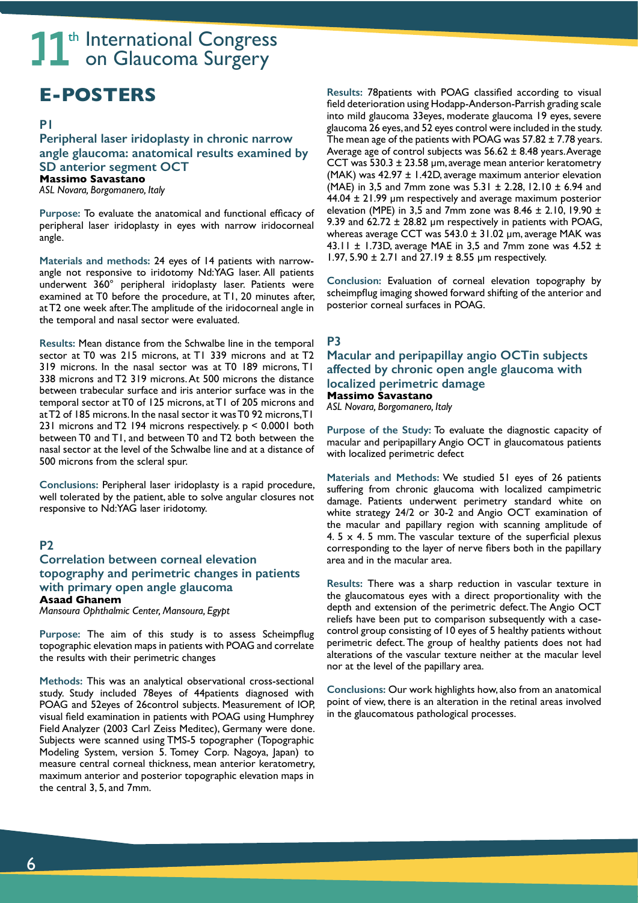# E-POSTERS

## P1

### Peripheral laser iridoplasty in chronic narrow angle glaucoma: anatomical results examined by SD anterior segment OCT

**Massimo Savastano**

*ASL Novara, Borgomanero, Italy*

**Purpose:** To evaluate the anatomical and functional efficacy of peripheral laser iridoplasty in eyes with narrow iridocorneal angle.

**Materials and methods:** 24 eyes of 14 patients with narrow-angle not responsive to iridotomy Nd:YAG laser. All patients underwent 360° peripheral iridoplasty laser. Patients were examined at T0 before the procedure, at T1, 20 minutes after, at T2 one week after. The amplitude of the iridocorneal angle in the temporal and nasal sector were evaluated.

**Results:** Mean distance from the Schwalbe line in the temporal sector at T0 was 215 microns, at T1 339 microns and at T2 319 microns. In the nasal sector was at T0 189 microns, T1 338 microns and T2 319 microns. At 500 microns the distance between trabecular surface and iris anterior surface was in the temporal sector at T0 of 125 microns, at T1 of 205 microns and at T2 of 185 microns. In the nasal sector it was T0 92 microns, T1 231 microns and T2 194 microns respectively. $p < 0.0001$ both between T0 and T1, and between T0 and T2 both between the nasal sector at the level of the Schwalbe line and at a distance of 500 microns from the scleral spur.

**Conclusions:** Peripheral laser iridoplasty is a rapid procedure, well tolerated by the patient, able to solve angular closures not responsive to Nd:YAG laser iridotomy.

## P2

### Correlation between corneal elevation topography and perimetric changes in patients with primary open angle glaucoma

**Asaad Ghanem**

*Mansoura Ophthalmic Center, Mansoura, Egypt*

**Purpose:** The aim of this study is to assess Scheimpflug topographic elevation maps in patients with POAG and correlate the results with their perimetric changes

**Methods:** This was an analytical observational cross-sectional study. Study included 78eyes of 44patients diagnosed with POAG and 52eyes of 26control subjects. Measurement of IOP, visual field examination in patients with POAG using Humphrey Field Analyzer (2003 Carl Zeiss Meditec), Germany were done. Subjects were scanned using TMS-5 topographer (Topographic Modeling System, version 5. Tomey Corp. Nagoya, Japan) to measure central corneal thickness, mean anterior keratometry, maximum anterior and posterior topographic elevation maps in the central 3, 5, and 7mm.

**Results:** 78patients with POAG classified according to visual field deterioration using Hodapp-Anderson-Parrish grading scale into mild glaucoma 33eyes, moderate glaucoma 19 eyes, severe glaucoma 26 eyes, and 52 eyes control were included in the study. The mean age of the patients with POAG was 57.82 ± 7.78 years. Average age of control subjects was 56.62 ± 8.48 years. Average CCT was 530.3 ± 23.58 µm, average mean anterior keratometry (MAK) was 42.97 ± 1.42D, average maximum anterior elevation (MAE) in 3,5 and 7mm zone was 5.31 ± 2.28, 12.10 ± 6.94 and 44.04 ± 21.99 µm respectively and average maximum posterior elevation (MPE) in 3,5 and 7mm zone was 8.46 ± 2.10, 19.90 ± 9.39 and 62.72 ± 28.82 µm respectively in patients with POAG, whereas average CCT was 543.0 ± 31.02 µm, average MAK was 43.11 ± 1.73D, average MAE in 3,5 and 7mm zone was 4.52 ± 1.97, 5.90 ± 2.71 and 27.19 ± 8.55 µm respectively.

**Conclusion:** Evaluation of corneal elevation topography by scheimpflug imaging showed forward shifting of the anterior and posterior corneal surfaces in POAG.

## P3

### Macular and peripapillary angio OCTin subjects affected by chronic open angle glaucoma with localized perimetric damage

**Massimo Savastano**

*ASL Novara, Borgomanero, Italy*

**Purpose of the Study:** To evaluate the diagnostic capacity of macular and peripapillary Angio OCT in glaucomatous patients with localized perimetric defect

**Materials and Methods:** We studied 51 eyes of 26 patients suffering from chronic glaucoma with localized campimetric damage. Patients underwent perimetry standard white on white strategy 24/2 or 30-2 and Angio OCT examination of the macular and papillary region with scanning amplitude of 4. 5 x 4. 5 mm. The vascular texture of the superficial plexus corresponding to the layer of nerve fibers both in the papillary area and in the macular area.

**Results:** There was a sharp reduction in vascular texture in the glaucomatous eyes with a direct proportionality with the depth and extension of the perimetric defect. The Angio OCT reliefs have been put to comparison subsequently with a case-control group consisting of 10 eyes of 5 healthy patients without perimetric defect. The group of healthy patients does not had alterations of the vascular texture neither at the macular level nor at the level of the papillary area.

**Conclusions:** Our work highlights how, also from an anatomical point of view, there is an alteration in the retinal areas involved in the glaucomatous pathological processes.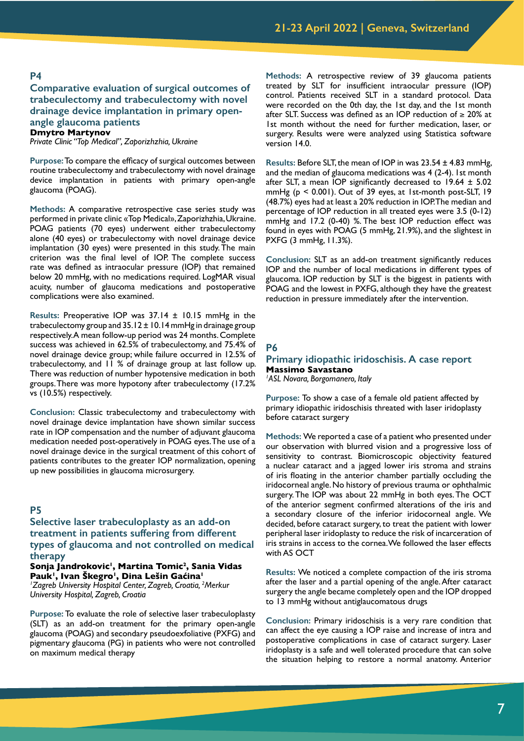## P4

### Comparative evaluation of surgical outcomes of trabeculectomy and trabeculectomy with novel drainage device implantation in primary open-angle glaucoma patients

**Dmytro Martynov**

*Private Clinic "Top Medical", Zaporizhzhia, Ukraine*

**Purpose:** To compare the efficacy of surgical outcomes between routine trabeculectomy and trabeculectomy with novel drainage device implantation in patients with primary open-angle glaucoma (POAG).

**Methods:** A comparative retrospective case series study was performed in private clinic «Top Medical», Zaporizhzhia, Ukraine. POAG patients (70 eyes) underwent either trabeculectomy alone (40 eyes) or trabeculectomy with novel drainage device implantation (30 eyes) were presented in this study. The main criterion was the final level of IOP. The complete success rate was defined as intraocular pressure (IOP) that remained below 20 mmHg, with no medications required. LogMAR visual acuity, number of glaucoma medications and postoperative complications were also examined.

**Results:** Preoperative IOP was 37.14 ± 10.15 mmHg in the trabeculectomy group and 35.12 ± 10.14 mmHg in drainage group respectively. A mean follow-up period was 24 months. Complete success was achieved in 62.5% of trabeculectomy, and 75.4% of novel drainage device group; while failure occurred in 12.5% of trabeculectomy, and 11 % of drainage group at last follow up. There was reduction of number hypotensive medication in both groups. There was more hypotony after trabeculectomy (17.2% vs (10.5%) respectively.

**Conclusion:** Classic trabeculectomy and trabeculectomy with novel drainage device implantation have shown similar success rate in IOP compensation and the number of adjuvant glaucoma medication needed post-operatively in POAG eyes. The use of a novel drainage device in the surgical treatment of this cohort of patients contributes to the greater IOP normalization, opening up new possibilities in glaucoma microsurgery.

## P5

### Selective laser trabeculoplasty as an add-on treatment in patients suffering from different types of glaucoma and not controlled on medical therapy

**Sonja Jandrokovic[1], Martina Tomic[2], Sania Vidas Pauk[1], Ivan Škegro[1], Dina Lešin Gaćina[1]**

*[1]Zagreb University Hospital Center, Zagreb, Croatia, [2]Merkur University Hospital, Zagreb, Croatia*

**Purpose:** To evaluate the role of selective laser trabeculoplasty (SLT) as an add-on treatment for the primary open-angle glaucoma (POAG) and secondary pseudoexfoliative (PXFG) and pigmentary glaucoma (PG) in patients who were not controlled on maximum medical therapy

**Methods:** A retrospective review of 39 glaucoma patients treated by SLT for insufficient intraocular pressure (IOP) control. Patients received SLT in a standard protocol. Data were recorded on the 0th day, the 1st day, and the 1st month after SLT. Success was defined as an IOP reduction of ≥ 20% at 1st month without the need for further medication, laser, or surgery. Results were were analyzed using Statistica software version 14.0.

**Results:** Before SLT, the mean of IOP in was 23.54 ± 4.83 mmHg, and the median of glaucoma medications was 4 (2-4). 1st month after SLT, a mean IOP significantly decreased to 19.64 ± 5.02 mmHg ($p < 0.001$). Out of 39 eyes, at 1st-month post-SLT, 19 (48.7%) eyes had at least a 20% reduction in IOP. The median and percentage of IOP reduction in all treated eyes were 3.5 (0-12) mmHg and 17.2 (0-40) %. The best IOP reduction effect was found in eyes with POAG (5 mmHg, 21.9%), and the slightest in PXFG (3 mmHg, 11.3%).

**Conclusion:** SLT as an add-on treatment significantly reduces IOP and the number of local medications in different types of glaucoma. IOP reduction by SLT is the biggest in patients with POAG and the lowest in PXFG, although they have the greatest reduction in pressure immediately after the intervention.

## P6

### Primary idiopathic iridoschisis. A case report

**Massimo Savastano**

*[1]ASL Novara, Borgomanero, Italy*

**Purpose:** To show a case of a female old patient affected by primary idiopathic iridoschisis threated with laser iridoplasty before cataract surgery

**Methods:** We reported a case of a patient who presented under our observation with blurred vision and a progressive loss of sensitivity to contrast. Biomicroscopic objectivity featured a nuclear cataract and a jagged lower iris stroma and strains of iris floating in the anterior chamber partially occluding the iridocorneal angle. No history of previous trauma or ophthalmic surgery. The IOP was about 22 mmHg in both eyes. The OCT of the anterior segment confirmed alterations of the iris and a secondary closure of the inferior iridocorneal angle. We decided, before cataract surgery, to treat the patient with lower peripheral laser iridoplasty to reduce the risk of incarceration of iris strains in access to the cornea. We followed the laser effects with AS OCT

**Results:** We noticed a complete compaction of the iris stroma after the laser and a partial opening of the angle. After cataract surgery the angle became completely open and the IOP dropped to 13 mmHg without antiglaucomatous drugs

**Conclusion:** Primary iridoschisis is a very rare condition that can affect the eye causing a IOP raise and increase of intra and postoperative complications in case of cataract surgery. Laser iridoplasty is a safe and well tolerated procedure that can solve the situation helping to restore a normal anatomy. Anterior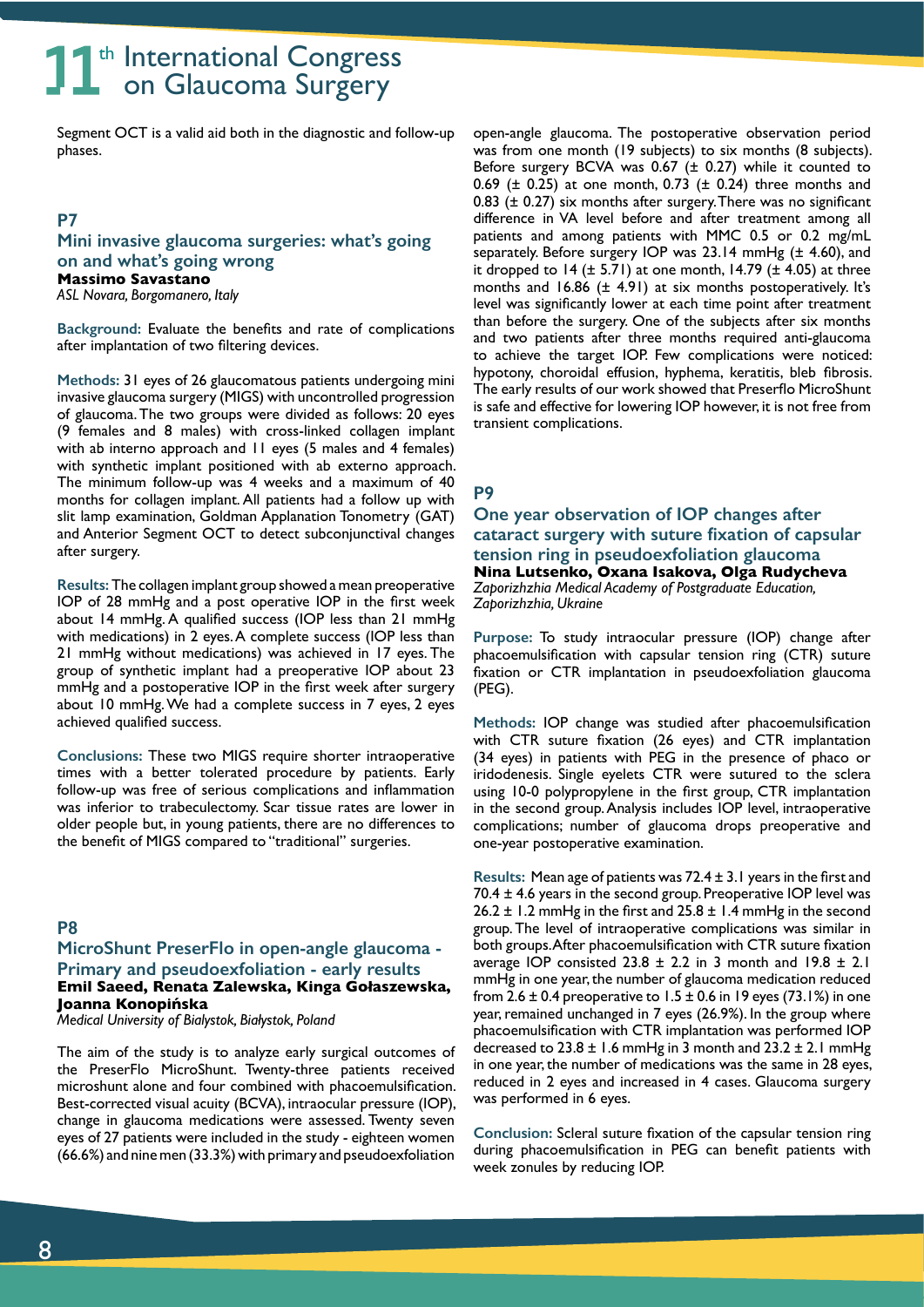Segment OCT is a valid aid both in the diagnostic and follow-up phases.

## P7

### Mini invasive glaucoma surgeries: what's going on and what's going wrong

**Massimo Savastano**

*ASL Novara, Borgomanero, Italy*

**Background:** Evaluate the benefits and rate of complications after implantation of two filtering devices.

**Methods:** 31 eyes of 26 glaucomatous patients undergoing mini invasive glaucoma surgery (MIGS) with uncontrolled progression of glaucoma. The two groups were divided as follows: 20 eyes (9 females and 8 males) with cross-linked collagen implant with ab interno approach and 11 eyes (5 males and 4 females) with synthetic implant positioned with ab externo approach. The minimum follow-up was 4 weeks and a maximum of 40 months for collagen implant. All patients had a follow up with slit lamp examination, Goldman Applanation Tonometry (GAT) and Anterior Segment OCT to detect subconjunctival changes after surgery.

**Results:** The collagen implant group showed a mean preoperative IOP of 28 mmHg and a post operative IOP in the first week about 14 mmHg. A qualified success (IOP less than 21 mmHg with medications) in 2 eyes. A complete success (IOP less than 21 mmHg without medications) was achieved in 17 eyes. The group of synthetic implant had a preoperative IOP about 23 mmHg and a postoperative IOP in the first week after surgery about 10 mmHg. We had a complete success in 7 eyes, 2 eyes achieved qualified success.

**Conclusions:** These two MIGS require shorter intraoperative times with a better tolerated procedure by patients. Early follow-up was free of serious complications and inflammation was inferior to trabeculectomy. Scar tissue rates are lower in older people but, in young patients, there are no differences to the benefit of MIGS compared to "traditional" surgeries.

## P8

### MicroShunt PreserFlo in open-angle glaucoma - Primary and pseudoexfoliation - early results

**Emil Saeed, Renata Zalewska, Kinga Gołaszewska, Joanna Konopińska**

*Medical University of Bialystok, Białystok, Poland*

The aim of the study is to analyze early surgical outcomes of the PreserFlo MicroShunt. Twenty-three patients received microshunt alone and four combined with phacoemulsification. Best-corrected visual acuity (BCVA), intraocular pressure (IOP), change in glaucoma medications were assessed. Twenty seven eyes of 27 patients were included in the study - eighteen women (66.6%) and nine men (33.3%) with primary and pseudoexfoliation open-angle glaucoma. The postoperative observation period was from one month (19 subjects) to six months (8 subjects). Before surgery BCVA was 0.67 (± 0.27) while it counted to 0.69 (± 0.25) at one month, 0.73 (± 0.24) three months and 0.83 (± 0.27) six months after surgery. There was no significant difference in VA level before and after treatment among all patients and among patients with MMC 0.5 or 0.2 mg/mL separately. Before surgery IOP was 23.14 mmHg (± 4.60), and it dropped to 14 (± 5.71) at one month, 14.79 (± 4.05) at three months and 16.86 (± 4.91) at six months postoperatively. It's level was significantly lower at each time point after treatment than before the surgery. One of the subjects after six months and two patients after three months required anti-glaucoma to achieve the target IOP. Few complications were noticed: hypotony, choroidal effusion, hyphema, keratitis, bleb fibrosis. The early results of our work showed that Preserflo MicroShunt is safe and effective for lowering IOP however, it is not free from transient complications.

## P9

### One year observation of IOP changes after cataract surgery with suture fixation of capsular tension ring in pseudoexfoliation glaucoma

**Nina Lutsenko, Oxana Isakova, Olga Rudycheva**

*Zaporizhzhia Medical Academy of Postgraduate Education, Zaporizhzhia, Ukraine*

**Purpose:** To study intraocular pressure (IOP) change after phacoemulsification with capsular tension ring (CTR) suture fixation or CTR implantation in pseudoexfoliation glaucoma (PEG).

**Methods:** IOP change was studied after phacoemulsification with CTR suture fixation (26 eyes) and CTR implantation (34 eyes) in patients with PEG in the presence of phaco or iridodenesis. Single eyelets CTR were sutured to the sclera using 10-0 polypropylene in the first group, CTR implantation in the second group. Analysis includes IOP level, intraoperative complications; number of glaucoma drops preoperative and one-year postoperative examination.

**Results:** Mean age of patients was 72.4 ± 3.1 years in the first and 70.4 ± 4.6 years in the second group. Preoperative IOP level was 26.2 ± 1.2 mmHg in the first and 25.8 ± 1.4 mmHg in the second group. The level of intraoperative complications was similar in both groups. After phacoemulsification with CTR suture fixation average IOP consisted 23.8 ± 2.2 in 3 month and 19.8 ± 2.1 mmHg in one year, the number of glaucoma medication reduced from 2.6 ± 0.4 preoperative to 1.5 ± 0.6 in 19 eyes (73.1%) in one year, remained unchanged in 7 eyes (26.9%). In the group where phacoemulsification with CTR implantation was performed IOP decreased to 23.8 ± 1.6 mmHg in 3 month and 23.2 ± 2.1 mmHg in one year, the number of medications was the same in 28 eyes, reduced in 2 eyes and increased in 4 cases. Glaucoma surgery was performed in 6 eyes.

**Conclusion:** Scleral suture fixation of the capsular tension ring during phacoemulsification in PEG can benefit patients with week zonules by reducing IOP.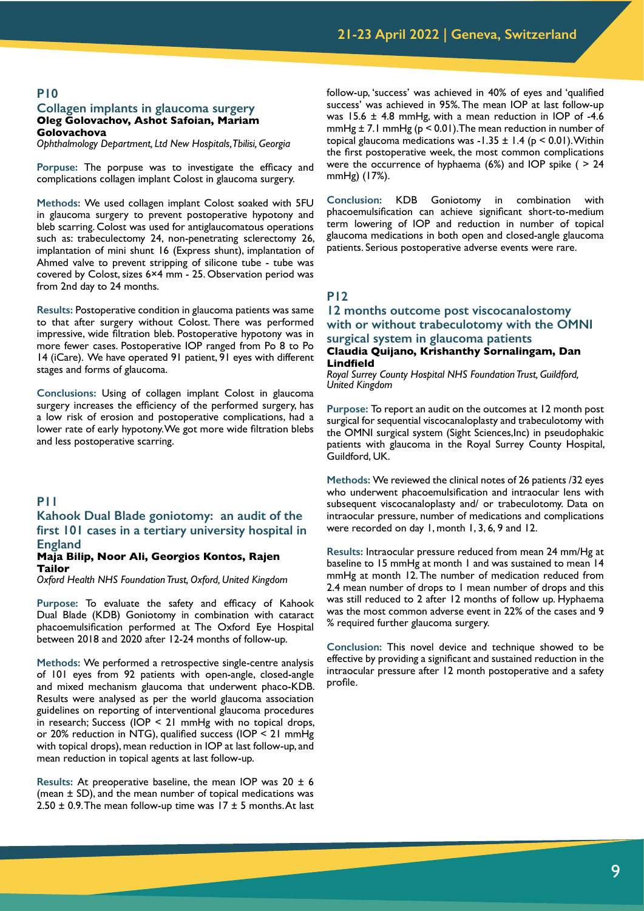## P10

### Collagen implants in glaucoma surgery

**Oleg Golovachov, Ashot Safoian, Mariam Golovachova**

*Ophthalmology Department, Ltd New Hospitals, Tbilisi, Georgia*

**Porpuse:** The porpuse was to investigate the efficacy and complications collagen implant Colost in glaucoma surgery.

**Methods:** We used collagen implant Colost soaked with 5FU in glaucoma surgery to prevent postoperative hypotony and bleb scarring. Colost was used for antiglaucomatous operations such as: trabeculectomy 24, non-penetrating sclerectomy 26, implantation of mini shunt 16 (Express shunt), implantation of Ahmed valve to prevent stripping of silicone tube - tube was covered by Colost, sizes 6×4 mm - 25. Observation period was from 2nd day to 24 months.

**Results:** Postoperative condition in glaucoma patients was same to that after surgery without Colost. There was performed impressive, wide filtration bleb. Postoperative hypotony was in more fewer cases. Postoperative IOP ranged from Po 8 to Po 14 (iCare). We have operated 91 patient, 91 eyes with different stages and forms of glaucoma.

**Conclusions:** Using of collagen implant Colost in glaucoma surgery increases the efficiency of the performed surgery, has a low risk of erosion and postoperative complications, had a lower rate of early hypotony. We got more wide filtration blebs and less postoperative scarring.

## P11

### Kahook Dual Blade goniotomy: an audit of the first 101 cases in a tertiary university hospital in England

**Maja Bilip, Noor Ali, Georgios Kontos, Rajen Tailor**

*Oxford Health NHS Foundation Trust, Oxford, United Kingdom*

**Purpose:** To evaluate the safety and efficacy of Kahook Dual Blade (KDB) Goniotomy in combination with cataract phacoemulsification performed at The Oxford Eye Hospital between 2018 and 2020 after 12-24 months of follow-up.

**Methods:** We performed a retrospective single-centre analysis of 101 eyes from 92 patients with open-angle, closed-angle and mixed mechanism glaucoma that underwent phaco-KDB. Results were analysed as per the world glaucoma association guidelines on reporting of interventional glaucoma procedures in research; Success (IOP $< 21$ mmHg with no topical drops, or 20% reduction in NTG), qualified success (IOP $< 21$ mmHg with topical drops), mean reduction in IOP at last follow-up, and mean reduction in topical agents at last follow-up.

**Results:** At preoperative baseline, the mean IOP was $20 \pm 6$ (mean ± SD), and the mean number of topical medications was $2.50 \pm 0.9$. The mean follow-up time was $17 \pm 5$ months. At last follow-up, 'success' was achieved in 40% of eyes and 'qualified success' was achieved in 95%. The mean IOP at last follow-up was $15.6 \pm 4.8$ mmHg, with a mean reduction in IOP of -4.6 mmHg $\pm$ 7.1 mmHg ($p < 0.01$). The mean reduction in number of topical glaucoma medications was $-1.35 \pm 1.4$ ($p < 0.01$). Within the first postoperative week, the most common complications were the occurrence of hyphaema (6%) and IOP spike ( $> 24$ mmHg) (17%).

**Conclusion:** KDB Goniotomy in combination with phacoemulsification can achieve significant short-to-medium term lowering of IOP and reduction in number of topical glaucoma medications in both open and closed-angle glaucoma patients. Serious postoperative adverse events were rare.

## P12

### 12 months outcome post viscocanalostomy with or without trabeculotomy with the OMNI surgical system in glaucoma patients

**Claudia Quijano, Krishanthy Sornalingam, Dan Lindfield**

*Royal Surrey County Hospital NHS Foundation Trust, Guildford, United Kingdom*

**Purpose:** To report an audit on the outcomes at 12 month post surgical for sequential viscocanaloplasty and trabeculotomy with the OMNI surgical system (Sight Sciences,Inc) in pseudophakic patients with glaucoma in the Royal Surrey County Hospital, Guildford, UK.

**Methods:** We reviewed the clinical notes of 26 patients /32 eyes who underwent phacoemulsification and intraocular lens with subsequent viscocanaloplasty and/ or trabeculotomy. Data on intraocular pressure, number of medications and complications were recorded on day 1, month 1, 3, 6, 9 and 12.

**Results:** Intraocular pressure reduced from mean 24 mm/Hg at baseline to 15 mmHg at month 1 and was sustained to mean 14 mmHg at month 12. The number of medication reduced from 2.4 mean number of drops to 1 mean number of drops and this was still reduced to 2 after 12 months of follow up. Hyphaema was the most common adverse event in 22% of the cases and 9 % required further glaucoma surgery.

**Conclusion:** This novel device and technique showed to be effective by providing a significant and sustained reduction in the intraocular pressure after 12 month postoperative and a safety profile.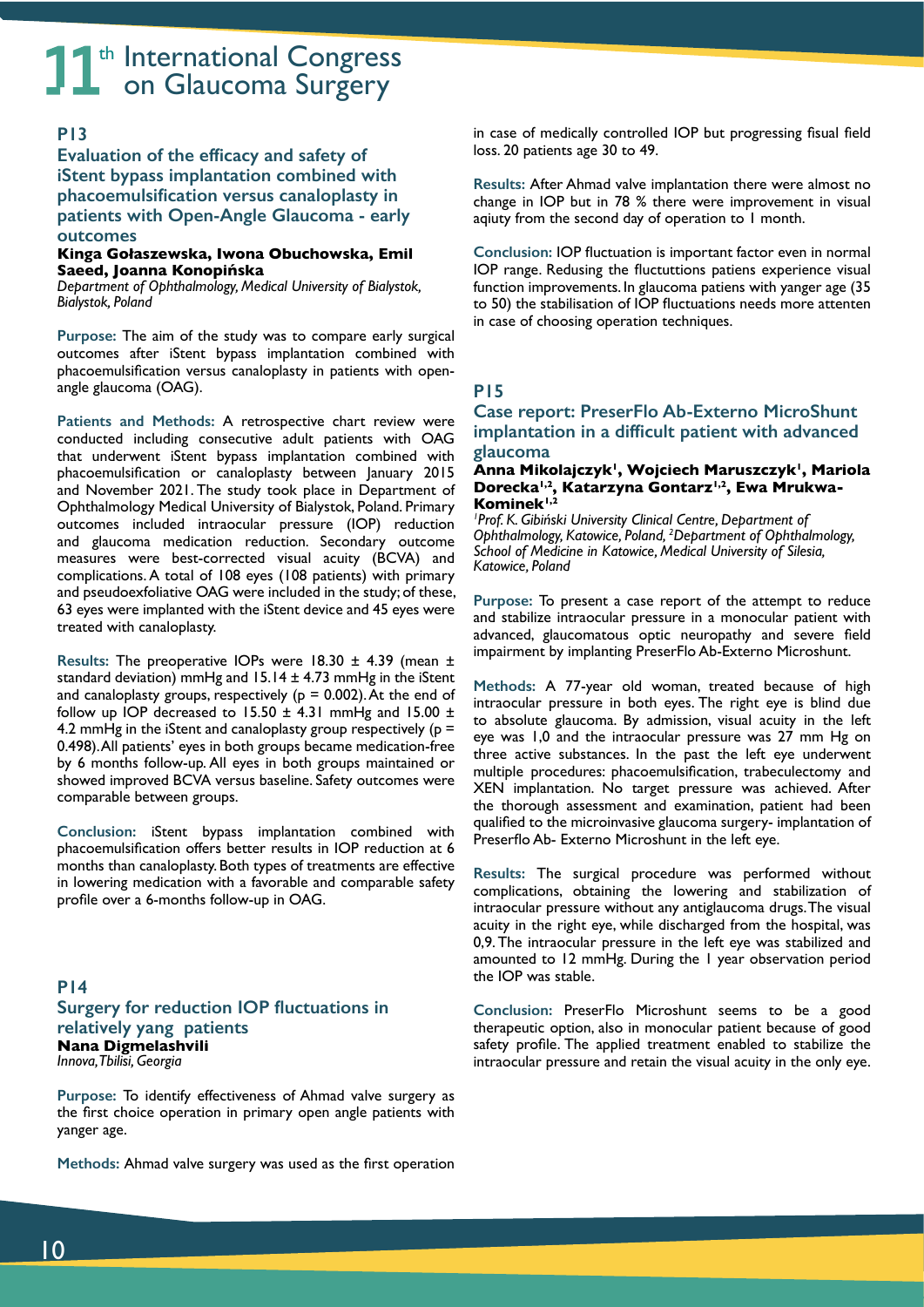## P13

### Evaluation of the efficacy and safety of iStent bypass implantation combined with phacoemulsification versus canaloplasty in patients with Open-Angle Glaucoma - early outcomes

**Kinga Gołaszewska, Iwona Obuchowska, Emil Saeed, Joanna Konopińska**

*Department of Ophthalmology, Medical University of Bialystok, Bialystok, Poland*

**Purpose:** The aim of the study was to compare early surgical outcomes after iStent bypass implantation combined with phacoemulsification versus canaloplasty in patients with open-angle glaucoma (OAG).

**Patients and Methods:** A retrospective chart review were conducted including consecutive adult patients with OAG that underwent iStent bypass implantation combined with phacoemulsification or canaloplasty between January 2015 and November 2021. The study took place in Department of Ophthalmology Medical University of Bialystok, Poland. Primary outcomes included intraocular pressure (IOP) reduction and glaucoma medication reduction. Secondary outcome measures were best-corrected visual acuity (BCVA) and complications. A total of 108 eyes (108 patients) with primary and pseudoexfoliative OAG were included in the study; of these, 63 eyes were implanted with the iStent device and 45 eyes were treated with canaloplasty.

**Results:** The preoperative IOPs were $18.30 \pm 4.39$ (mean ± standard deviation) mmHg and $15.14 \pm 4.73$ mmHg in the iStent and canaloplasty groups, respectively ($p = 0.002$). At the end of follow up IOP decreased to $15.50 \pm 4.31$ mmHg and $15.00 \pm 4.2$ mmHg in the iStent and canaloplasty group respectively ($p = 0.498$). All patients' eyes in both groups became medication-free by 6 months follow-up. All eyes in both groups maintained or showed improved BCVA versus baseline. Safety outcomes were comparable between groups.

**Conclusion:** iStent bypass implantation combined with phacoemulsification offers better results in IOP reduction at 6 months than canaloplasty. Both types of treatments are effective in lowering medication with a favorable and comparable safety profile over a 6-months follow-up in OAG.

## P14

### Surgery for reduction IOP fluctuations in relatively yang patients

**Nana Digmelashvili**

*Innova, Tbilisi, Georgia*

**Purpose:** To identify effectiveness of Ahmad valve surgery as the first choice operation in primary open angle patients with yanger age.

**Methods:** Ahmad valve surgery was used as the first operation in case of medically controlled IOP but progressing fisual field loss. 20 patients age 30 to 49.

**Results:** After Ahmad valve implantation there were almost no change in IOP but in 78 % there were improvement in visual aqiuty from the second day of operation to 1 month.

**Conclusion:** IOP fluctuation is important factor even in normal IOP range. Redusing the fluctuttions patiens experience visual function improvements. In glaucoma patiens with yanger age (35 to 50) the stabilisation of IOP fluctuations needs more attenten in case of choosing operation techniques.

## P15

### Case report: PreserFlo Ab-Externo MicroShunt implantation in a difficult patient with advanced glaucoma

**Anna Mikolajczyk[1], Wojciech Maruszczyk[1], Mariola Dorecka[1,2], Katarzyna Gontarz[1,2], Ewa Mrukwa-Kominek[1,2]**

*[1]Prof. K. Gibiński University Clinical Centre, Department of Ophthalmology, Katowice, Poland, [2]Department of Ophthalmology, School of Medicine in Katowice, Medical University of Silesia, Katowice, Poland*

**Purpose:** To present a case report of the attempt to reduce and stabilize intraocular pressure in a monocular patient with advanced, glaucomatous optic neuropathy and severe field impairment by implanting PreserFlo Ab-Externo Microshunt.

**Methods:** A 77-year old woman, treated because of high intraocular pressure in both eyes. The right eye is blind due to absolute glaucoma. By admission, visual acuity in the left eye was 1,0 and the intraocular pressure was 27 mm Hg on three active substances. In the past the left eye underwent multiple procedures: phacoemulsification, trabeculectomy and XEN implantation. No target pressure was achieved. After the thorough assessment and examination, patient had been qualified to the microinvasive glaucoma surgery- implantation of Preserflo Ab- Externo Microshunt in the left eye.

**Results:** The surgical procedure was performed without complications, obtaining the lowering and stabilization of intraocular pressure without any antiglaucoma drugs. The visual acuity in the right eye, while discharged from the hospital, was 0,9. The intraocular pressure in the left eye was stabilized and amounted to 12 mmHg. During the 1 year observation period the IOP was stable.

**Conclusion:** PreserFlo Microshunt seems to be a good therapeutic option, also in monocular patient because of good safety profile. The applied treatment enabled to stabilize the intraocular pressure and retain the visual acuity in the only eye.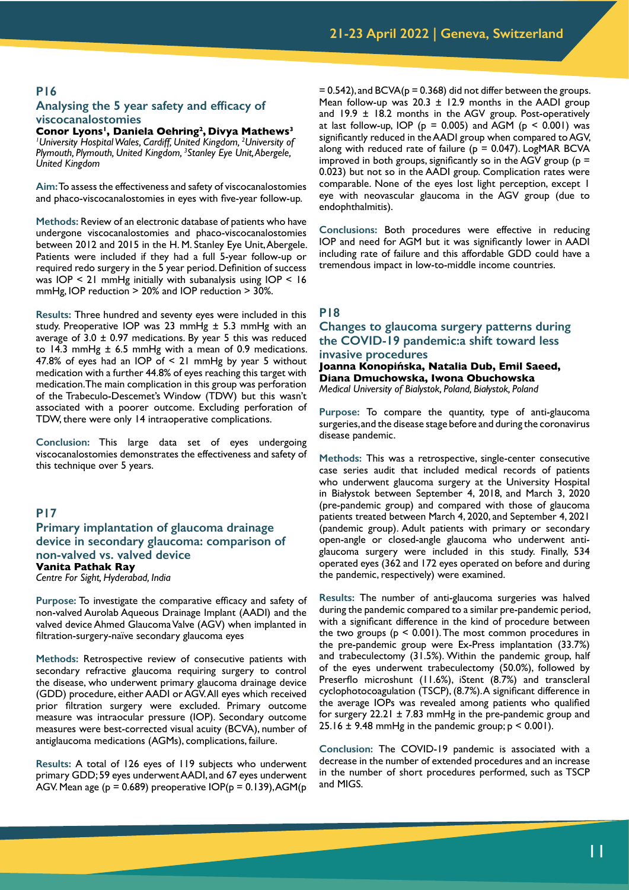## P16

### Analysing the 5 year safety and efficacy of viscocanalostomies

**Conor Lyons[1], Daniela Oehring[2], Divya Mathews[3]**

*[1]University Hospital Wales, Cardiff, United Kingdom, [2]University of Plymouth, Plymouth, United Kingdom, [3]Stanley Eye Unit, Abergele, United Kingdom*

**Aim:** To assess the effectiveness and safety of viscocanalostomies and phaco-viscocanalostomies in eyes with five-year follow-up.

**Methods:** Review of an electronic database of patients who have undergone viscocanalostomies and phaco-viscocanalostomies between 2012 and 2015 in the H. M. Stanley Eye Unit, Abergele. Patients were included if they had a full 5-year follow-up or required redo surgery in the 5 year period. Definition of success was IOP < 21 mmHg initially with subanalysis using IOP < 16 mmHg, IOP reduction > 20% and IOP reduction > 30%.

**Results:** Three hundred and seventy eyes were included in this study. Preoperative IOP was 23 mmHg ± 5.3 mmHg with an average of 3.0 ± 0.97 medications. By year 5 this was reduced to 14.3 mmHg ± 6.5 mmHg with a mean of 0.9 medications. 47.8% of eyes had an IOP of < 21 mmHg by year 5 without medication with a further 44.8% of eyes reaching this target with medication. The main complication in this group was perforation of the Trabeculo-Descemet's Window (TDW) but this wasn't associated with a poorer outcome. Excluding perforation of TDW, there were only 14 intraoperative complications.

**Conclusion:** This large data set of eyes undergoing viscocanalostomies demonstrates the effectiveness and safety of this technique over 5 years.

## P17

### Primary implantation of glaucoma drainage device in secondary glaucoma: comparison of non-valved vs. valved device

**Vanita Pathak Ray**

*Centre For Sight, Hyderabad, India*

**Purpose:** To investigate the comparative efficacy and safety of non-valved Aurolab Aqueous Drainage Implant (AADI) and the valved device Ahmed Glaucoma Valve (AGV) when implanted in filtration-surgery-naïve secondary glaucoma eyes

**Methods:** Retrospective review of consecutive patients with secondary refractive glaucoma requiring surgery to control the disease, who underwent primary glaucoma drainage device (GDD) procedure, either AADI or AGV. All eyes which received prior filtration surgery were excluded. Primary outcome measure was intraocular pressure (IOP). Secondary outcome measures were best-corrected visual acuity (BCVA), number of antiglaucoma medications (AGMs), complications, failure.

**Results:** A total of 126 eyes of 119 subjects who underwent primary GDD; 59 eyes underwent AADI, and 67 eyes underwent AGV. Mean age ($p = 0.689$) preoperative IOP($p = 0.139$), AGM($p = 0.542$), and BCVA($p = 0.368$) did not differ between the groups. Mean follow-up was 20.3 ± 12.9 months in the AADI group and 19.9 ± 18.2 months in the AGV group. Post-operatively at last follow-up, IOP ($p = 0.005$) and AGM ($p < 0.001$) was significantly reduced in the AADI group when compared to AGV, along with reduced rate of failure ($p = 0.047$). LogMAR BCVA improved in both groups, significantly so in the AGV group ($p = 0.023$) but not so in the AADI group. Complication rates were comparable. None of the eyes lost light perception, except 1 eye with neovascular glaucoma in the AGV group (due to endophthalmitis).

**Conclusions:** Both procedures were effective in reducing IOP and need for AGM but it was significantly lower in AADI including rate of failure and this affordable GDD could have a tremendous impact in low-to-middle income countries.

## P18

### Changes to glaucoma surgery patterns during the COVID-19 pandemic:a shift toward less invasive procedures

**Joanna Konopińska, Natalia Dub, Emil Saeed, Diana Dmuchowska, Iwona Obuchowska**

*Medical University of Bialystok, Poland, Białystok, Poland*

**Purpose:** To compare the quantity, type of anti-glaucoma surgeries, and the disease stage before and during the coronavirus disease pandemic.

**Methods:** This was a retrospective, single-center consecutive case series audit that included medical records of patients who underwent glaucoma surgery at the University Hospital in Białystok between September 4, 2018, and March 3, 2020 (pre-pandemic group) and compared with those of glaucoma patients treated between March 4, 2020, and September 4, 2021 (pandemic group). Adult patients with primary or secondary open-angle or closed-angle glaucoma who underwent anti-glaucoma surgery were included in this study. Finally, 534 operated eyes (362 and 172 eyes operated on before and during the pandemic, respectively) were examined.

**Results:** The number of anti-glaucoma surgeries was halved during the pandemic compared to a similar pre-pandemic period, with a significant difference in the kind of procedure between the two groups ($p < 0.001$). The most common procedures in the pre-pandemic group were Ex-Press implantation (33.7%) and trabeculectomy (31.5%). Within the pandemic group, half of the eyes underwent trabeculectomy (50.0%), followed by Preserflo microshunt (11.6%), iStent (8.7%) and transcleral cyclophotocoagulation (TSCP), (8.7%). A significant difference in the average IOPs was revealed among patients who qualified for surgery 22.21 ± 7.83 mmHg in the pre-pandemic group and 25.16 ± 9.48 mmHg in the pandemic group; $p < 0.001$).

**Conclusion:** The COVID-19 pandemic is associated with a decrease in the number of extended procedures and an increase in the number of short procedures performed, such as TSCP and MIGS.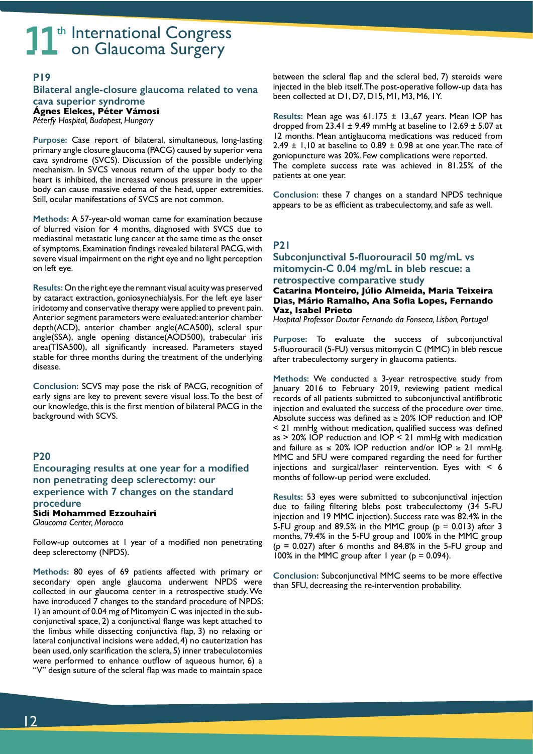## P19

### Bilateral angle-closure glaucoma related to vena cava superior syndrome

**Ágnes Elekes, Péter Vámosi**
*Péterfy Hospital, Budapest, Hungary*

**Purpose:** Case report of bilateral, simultaneous, long-lasting primary angle closure glaucoma (PACG) caused by superior vena cava syndrome (SVCS). Discussion of the possible underlying mechanism. In SVCS venous return of the upper body to the heart is inhibited, the increased venous pressure in the upper body can cause massive edema of the head, upper extremities. Still, ocular manifestations of SVCS are not common.

**Methods:** A 57-year-old woman came for examination because of blurred vision for 4 months, diagnosed with SVCS due to mediastinal metastatic lung cancer at the same time as the onset of symptoms. Examination findings revealed bilateral PACG, with severe visual impairment on the right eye and no light perception on left eye.

**Results:** On the right eye the remnant visual acuity was preserved by cataract extraction, goniosynechialysis. For the left eye laser iridotomy and conservative therapy were applied to prevent pain. Anterior segment parameters were evaluated: anterior chamber depth(ACD), anterior chamber angle(ACA500), scleral spur angle(SSA), angle opening distance(AOD500), trabecular iris area(TISA500), all significantly increased. Parameters stayed stable for three months during the treatment of the underlying disease.

**Conclusion:** SCVS may pose the risk of PACG, recognition of early signs are key to prevent severe visual loss. To the best of our knowledge, this is the first mention of bilateral PACG in the background with SCVS.

## P20

### Encouraging results at one year for a modified non penetrating deep sclerectomy: our experience with 7 changes on the standard procedure

**Sidi Mohammed Ezzouhairi**
*Glaucoma Center, Morocco*

Follow-up outcomes at 1 year of a modified non penetrating deep sclerectomy (NPDS).

**Methods:** 80 eyes of 69 patients affected with primary or secondary open angle glaucoma underwent NPDS were collected in our glaucoma center in a retrospective study. We have introduced 7 changes to the standard procedure of NPDS: 1) an amount of 0.04 mg of Mitomycin C was injected in the sub-conjunctival space, 2) a conjunctival flange was kept attached to the limbus while dissecting conjunctiva flap, 3) no relaxing or lateral conjunctival incisions were added, 4) no cauterization has been used, only scarification the sclera, 5) inner trabeculotomies were performed to enhance outflow of aqueous humor, 6) a "V" design suture of the scleral flap was made to maintain space between the scleral flap and the scleral bed, 7) steroids were injected in the bleb itself. The post-operative follow-up data has been collected at D1, D7, D15, M1, M3, M6, 1Y.

**Results:** Mean age was 61.175 ± 13.,67 years. Mean IOP has dropped from 23.41 ± 9.49 mmHg at baseline to 12.69 ± 5.07 at 12 months. Mean antiglaucoma medications was reduced from 2.49 ± 1,10 at baseline to 0.89 ± 0.98 at one year. The rate of goniopuncture was 20%. Few complications were reported.
The complete success rate was achieved in 81.25% of the patients at one year.

**Conclusion:** these 7 changes on a standard NPDS technique appears to be as efficient as trabeculectomy, and safe as well.

## P21

### Subconjunctival 5-fluorouracil 50 mg/mL vs mitomycin-C 0.04 mg/mL in bleb rescue: a retrospective comparative study

**Catarina Monteiro, Júlio Almeida, Maria Teixeira Dias, Mário Ramalho, Ana Sofia Lopes, Fernando Vaz, Isabel Prieto**
*Hospital Professor Doutor Fernando da Fonseca, Lisbon, Portugal*

**Purpose:** To evaluate the success of subconjunctival 5-fluorouracil (5-FU) versus mitomycin C (MMC) in bleb rescue after trabeculectomy surgery in glaucoma patients.

**Methods:** We conducted a 3-year retrospective study from January 2016 to February 2019, reviewing patient medical records of all patients submitted to subconjunctival antifibrotic injection and evaluated the success of the procedure over time. Absolute success was defined as ≥ 20% IOP reduction and IOP < 21 mmHg without medication, qualified success was defined as > 20% IOP reduction and IOP < 21 mmHg with medication and failure as ≤ 20% IOP reduction and/or IOP ≥ 21 mmHg. MMC and 5FU were compared regarding the need for further injections and surgical/laser reintervention. Eyes with < 6 months of follow-up period were excluded.

**Results:** 53 eyes were submitted to subconjunctival injection due to failing filtering blebs post trabeculectomy (34 5-FU injection and 19 MMC injection). Success rate was 82.4% in the 5-FU group and 89.5% in the MMC group ($p = 0.013$) after 3 months, 79.4% in the 5-FU group and 100% in the MMC group ($p = 0.027$) after 6 months and 84.8% in the 5-FU group and 100% in the MMC group after 1 year ($p = 0.094$).

**Conclusion:** Subconjunctival MMC seems to be more effective than 5FU, decreasing the re-intervention probability.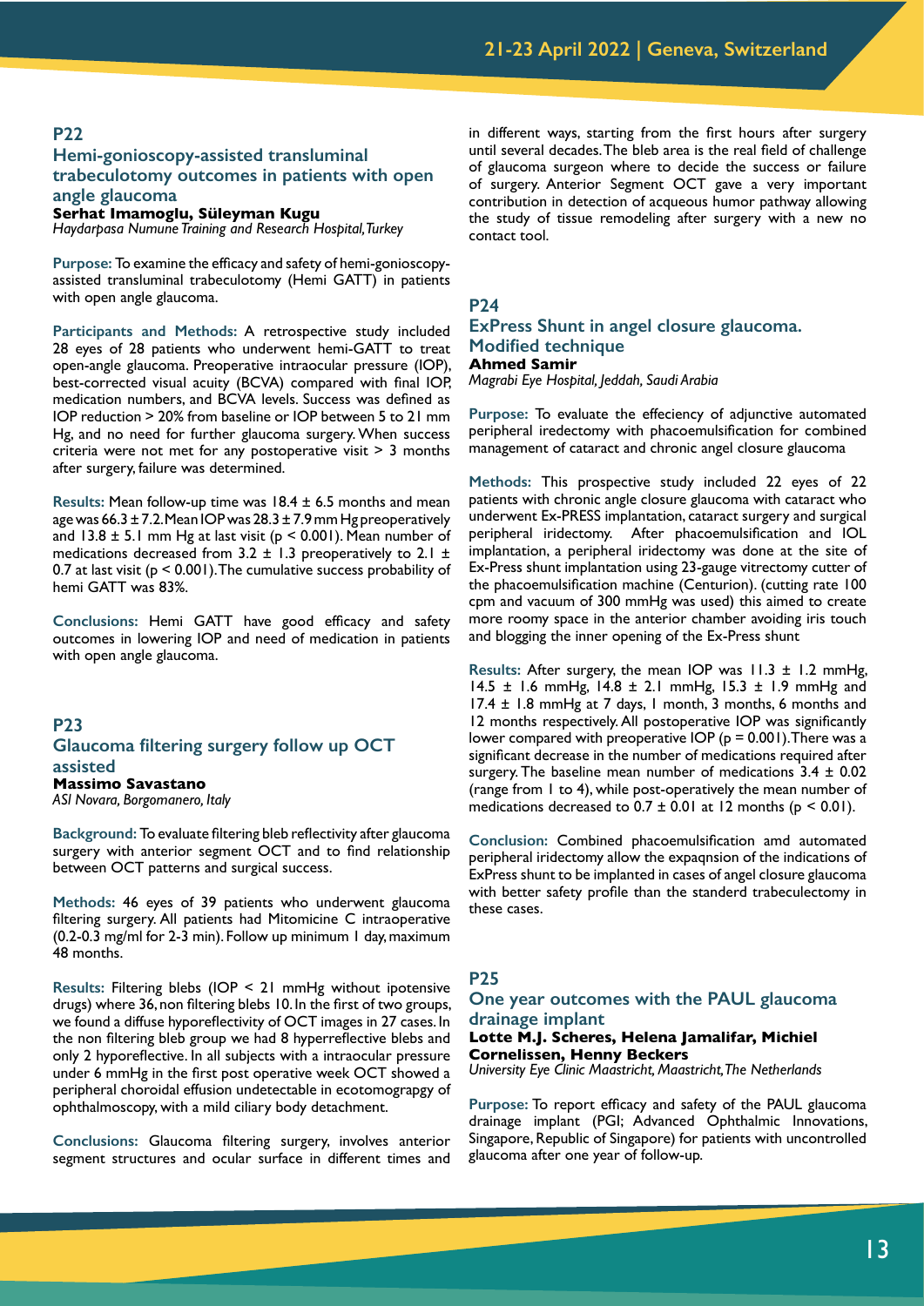## P22

### Hemi-gonioscopy-assisted transluminal trabeculotomy outcomes in patients with open angle glaucoma

**Serhat Imamoglu, Süleyman Kugu**
*Haydarpasa Numune Training and Research Hospital, Turkey*

**Purpose:** To examine the efficacy and safety of hemi-gonioscopy-assisted transluminal trabeculotomy (Hemi GATT) in patients with open angle glaucoma.

**Participants and Methods:** A retrospective study included 28 eyes of 28 patients who underwent hemi-GATT to treat open-angle glaucoma. Preoperative intraocular pressure (IOP), best-corrected visual acuity (BCVA) compared with final IOP, medication numbers, and BCVA levels. Success was defined as IOP reduction > 20% from baseline or IOP between 5 to 21 mm Hg, and no need for further glaucoma surgery. When success criteria were not met for any postoperative visit > 3 months after surgery, failure was determined.

**Results:** Mean follow-up time was 18.4 ± 6.5 months and mean age was 66.3 ± 7.2. Mean IOP was 28.3 ± 7.9 mm Hg preoperatively and 13.8 ± 5.1 mm Hg at last visit ($p < 0.001$). Mean number of medications decreased from 3.2 ± 1.3 preoperatively to 2.1 ± 0.7 at last visit ($p < 0.001$). The cumulative success probability of hemi GATT was 83%.

**Conclusions:** Hemi GATT have good efficacy and safety outcomes in lowering IOP and need of medication in patients with open angle glaucoma.

## P23

### Glaucoma filtering surgery follow up OCT assisted

**Massimo Savastano**
*ASl Novara, Borgomanero, Italy*

**Background:** To evaluate filtering bleb reflectivity after glaucoma surgery with anterior segment OCT and to find relationship between OCT patterns and surgical success.

**Methods:** 46 eyes of 39 patients who underwent glaucoma filtering surgery. All patients had Mitomicine C intraoperative (0.2-0.3 mg/ml for 2-3 min). Follow up minimum 1 day, maximum 48 months.

**Results:** Filtering blebs (IOP < 21 mmHg without ipotensive drugs) where 36, non filtering blebs 10. In the first of two groups, we found a diffuse hyporeflectivity of OCT images in 27 cases. In the non filtering bleb group we had 8 hyperreflective blebs and only 2 hyporeflective. In all subjects with a intraocular pressure under 6 mmHg in the first post operative week OCT showed a peripheral choroidal effusion undetectable in ecotomograpgy of ophthalmoscopy, with a mild ciliary body detachment.

**Conclusions:** Glaucoma filtering surgery, involves anterior segment structures and ocular surface in different times and in different ways, starting from the first hours after surgery until several decades. The bleb area is the real field of challenge of glaucoma surgeon where to decide the success or failure of surgery. Anterior Segment OCT gave a very important contribution in detection of acqueous humor pathway allowing the study of tissue remodeling after surgery with a new no contact tool.

## P24

### ExPress Shunt in angel closure glaucoma. Modified technique

**Ahmed Samir**
*Magrabi Eye Hospital, Jeddah, Saudi Arabia*

**Purpose:** To evaluate the effeciency of adjunctive automated peripheral iredectomy with phacoemulsification for combined management of cataract and chronic angel closure glaucoma

**Methods:** This prospective study included 22 eyes of 22 patients with chronic angle closure glaucoma with cataract who underwent Ex-PRESS implantation, cataract surgery and surgical peripheral iridectomy. After phacoemulsification and IOL implantation, a peripheral iridectomy was done at the site of Ex-Press shunt implantation using 23-gauge vitrectomy cutter of the phacoemulsification machine (Centurion). (cutting rate 100 cpm and vacuum of 300 mmHg was used) this aimed to create more roomy space in the anterior chamber avoiding iris touch and blogging the inner opening of the Ex-Press shunt

**Results:** After surgery, the mean IOP was 11.3 ± 1.2 mmHg, 14.5 ± 1.6 mmHg, 14.8 ± 2.1 mmHg, 15.3 ± 1.9 mmHg and 17.4 ± 1.8 mmHg at 7 days, 1 month, 3 months, 6 months and 12 months respectively. All postoperative IOP was significantly lower compared with preoperative IOP ($p = 0.001$). There was a significant decrease in the number of medications required after surgery. The baseline mean number of medications 3.4 ± 0.02 (range from 1 to 4), while post-operatively the mean number of medications decreased to 0.7 ± 0.01 at 12 months ($p < 0.01$).

**Conclusion:** Combined phacoemulsification amd automated peripheral iridectomy allow the expaqnsion of the indications of ExPress shunt to be implanted in cases of angel closure glaucoma with better safety profile than the standerd trabeculectomy in these cases.

## P25

### One year outcomes with the PAUL glaucoma drainage implant

**Lotte M.J. Scheres, Helena Jamalifar, Michiel Cornelissen, Henny Beckers**
*University Eye Clinic Maastricht, Maastricht, The Netherlands*

**Purpose:** To report efficacy and safety of the PAUL glaucoma drainage implant (PGI; Advanced Ophthalmic Innovations, Singapore, Republic of Singapore) for patients with uncontrolled glaucoma after one year of follow-up.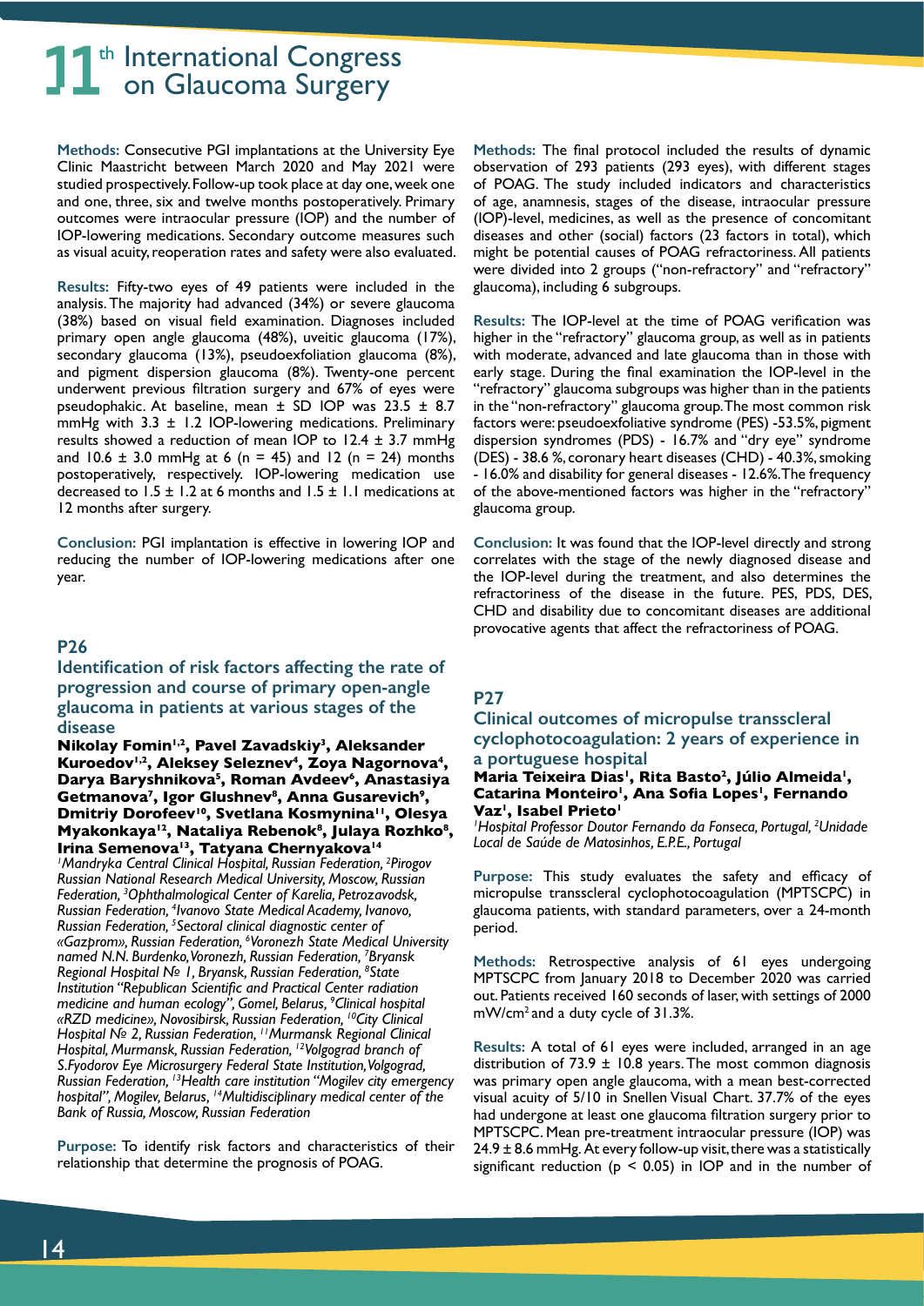**Methods:** Consecutive PGI implantations at the University Eye Clinic Maastricht between March 2020 and May 2021 were studied prospectively. Follow-up took place at day one, week one and one, three, six and twelve months postoperatively. Primary outcomes were intraocular pressure (IOP) and the number of IOP-lowering medications. Secondary outcome measures such as visual acuity, reoperation rates and safety were also evaluated.

**Results:** Fifty-two eyes of 49 patients were included in the analysis. The majority had advanced (34%) or severe glaucoma (38%) based on visual field examination. Diagnoses included primary open angle glaucoma (48%), uveitic glaucoma (17%), secondary glaucoma (13%), pseudoexfoliation glaucoma (8%), and pigment dispersion glaucoma (8%). Twenty-one percent underwent previous filtration surgery and 67% of eyes were pseudophakic. At baseline, mean ± SD IOP was 23.5 ± 8.7 mmHg with 3.3 ± 1.2 IOP-lowering medications. Preliminary results showed a reduction of mean IOP to 12.4 ± 3.7 mmHg and 10.6 ± 3.0 mmHg at 6 (n = 45) and 12 (n = 24) months postoperatively, respectively. IOP-lowering medication use decreased to 1.5 ± 1.2 at 6 months and 1.5 ± 1.1 medications at 12 months after surgery.

**Conclusion:** PGI implantation is effective in lowering IOP and reducing the number of IOP-lowering medications after one year.

## P26

### Identification of risk factors affecting the rate of progression and course of primary open-angle glaucoma in patients at various stages of the disease

**Nikolay Fomin[1,2], Pavel Zavadskiy[3], Aleksander Kuroedov[1,2], Aleksey Seleznev[4], Zoya Nagornova[4], Darya Baryshnikova[5], Roman Avdeev[6], Anastasiya Getmanova[7], Igor Glushnev[8], Anna Gusarevich[9], Dmitriy Dorofeev[10], Svetlana Kosmynina[11], Olesya Myakonkaya[12], Nataliya Rebenok[8], Julaya Rozhko[8], Irina Semenova[13], Tatyana Chernyakova[14]**

*[1]Mandryka Central Clinical Hospital, Russian Federation, [2]Pirogov Russian National Research Medical University, Moscow, Russian Federation, [3]Ophthalmological Center of Karelia, Petrozavodsk, Russian Federation, [4]Ivanovo State Medical Academy, Ivanovo, Russian Federation, [5]Sectoral clinical diagnostic center of «Gazprom», Russian Federation, [6]Voronezh State Medical University named N.N. Burdenko, Voronezh, Russian Federation, [7]Bryansk Regional Hospital № 1, Bryansk, Russian Federation, [8]State Institution "Republican Scientific and Practical Center radiation medicine and human ecology", Gomel, Belarus, [9]Clinical hospital «RZD medicine», Novosibirsk, Russian Federation, [10]City Clinical Hospital № 2, Russian Federation, [11]Murmansk Regional Clinical Hospital, Murmansk, Russian Federation, [12]Volgograd branch of S.Fyodorov Eye Microsurgery Federal State Institution, Volgograd, Russian Federation, [13]Health care institution "Mogilev city emergency hospital", Mogilev, Belarus, [14]Multidisciplinary medical center of the Bank of Russia, Moscow, Russian Federation*

**Purpose:** To identify risk factors and characteristics of their relationship that determine the prognosis of POAG.

**Methods:** The final protocol included the results of dynamic observation of 293 patients (293 eyes), with different stages of POAG. The study included indicators and characteristics of age, anamnesis, stages of the disease, intraocular pressure (IOP)-level, medicines, as well as the presence of concomitant diseases and other (social) factors (23 factors in total), which might be potential causes of POAG refractoriness. All patients were divided into 2 groups ("non-refractory" and "refractory" glaucoma), including 6 subgroups.

**Results:** The IOP-level at the time of POAG verification was higher in the "refractory" glaucoma group, as well as in patients with moderate, advanced and late glaucoma than in those with early stage. During the final examination the IOP-level in the "refractory" glaucoma subgroups was higher than in the patients in the "non-refractory" glaucoma group. The most common risk factors were: pseudoexfoliative syndrome (PES) -53.5%, pigment dispersion syndromes (PDS) - 16.7% and "dry eye" syndrome (DES) - 38.6 %, coronary heart diseases (CHD) - 40.3%, smoking - 16.0% and disability for general diseases - 12.6%. The frequency of the above-mentioned factors was higher in the "refractory" glaucoma group.

**Conclusion:** It was found that the IOP-level directly and strong correlates with the stage of the newly diagnosed disease and the IOP-level during the treatment, and also determines the refractoriness of the disease in the future. PES, PDS, DES, CHD and disability due to concomitant diseases are additional provocative agents that affect the refractoriness of POAG.

## P27

### Clinical outcomes of micropulse transscleral cyclophotocoagulation: 2 years of experience in a portuguese hospital

**Maria Teixeira Dias[1], Rita Basto[2], Júlio Almeida[1], Catarina Monteiro[1], Ana Sofia Lopes[1], Fernando Vaz[1], Isabel Prieto[1]**

*[1]Hospital Professor Doutor Fernando da Fonseca, Portugal, [2]Unidade Local de Saúde de Matosinhos, E.P.E., Portugal*

**Purpose:** This study evaluates the safety and efficacy of micropulse transscleral cyclophotocoagulation (MPTSCPC) in glaucoma patients, with standard parameters, over a 24-month period.

**Methods:** Retrospective analysis of 61 eyes undergoing MPTSCPC from January 2018 to December 2020 was carried out. Patients received 160 seconds of laser, with settings of 2000 mW/cm$^2$ and a duty cycle of 31.3%.

**Results:** A total of 61 eyes were included, arranged in an age distribution of 73.9 ± 10.8 years. The most common diagnosis was primary open angle glaucoma, with a mean best-corrected visual acuity of 5/10 in Snellen Visual Chart. 37.7% of the eyes had undergone at least one glaucoma filtration surgery prior to MPTSCPC. Mean pre-treatment intraocular pressure (IOP) was 24.9 ± 8.6 mmHg. At every follow-up visit, there was a statistically significant reduction ($p < 0.05$) in IOP and in the number of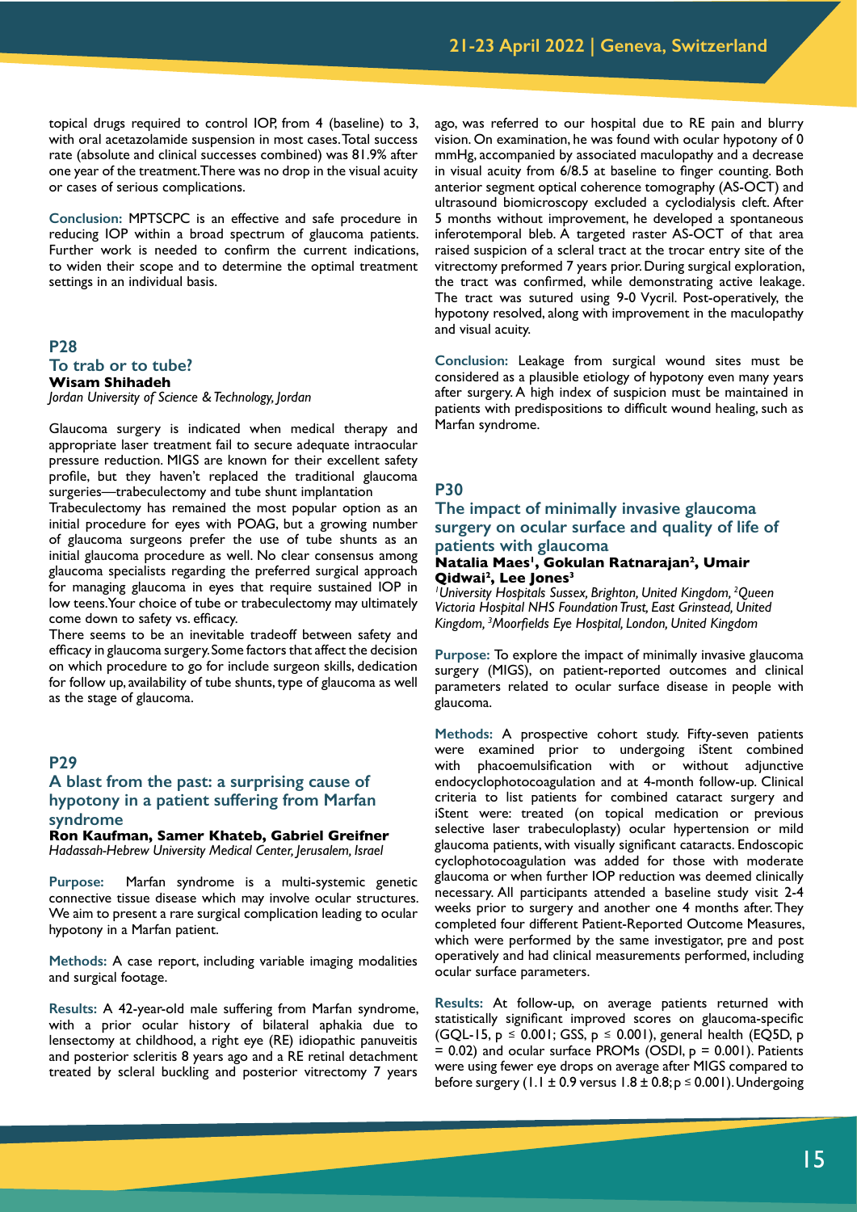topical drugs required to control IOP, from 4 (baseline) to 3, with oral acetazolamide suspension in most cases. Total success rate (absolute and clinical successes combined) was 81.9% after one year of the treatment. There was no drop in the visual acuity or cases of serious complications.

**Conclusion:** MPTSCPC is an effective and safe procedure in reducing IOP within a broad spectrum of glaucoma patients. Further work is needed to confirm the current indications, to widen their scope and to determine the optimal treatment settings in an individual basis.

## P28

### To trab or to tube?

**Wisam Shihadeh**

*Jordan University of Science & Technology, Jordan*

Glaucoma surgery is indicated when medical therapy and appropriate laser treatment fail to secure adequate intraocular pressure reduction. MIGS are known for their excellent safety profile, but they haven't replaced the traditional glaucoma surgeries—trabeculectomy and tube shunt implantation

Trabeculectomy has remained the most popular option as an initial procedure for eyes with POAG, but a growing number of glaucoma surgeons prefer the use of tube shunts as an initial glaucoma procedure as well. No clear consensus among glaucoma specialists regarding the preferred surgical approach for managing glaucoma in eyes that require sustained IOP in low teens. Your choice of tube or trabeculectomy may ultimately come down to safety vs. efficacy.

There seems to be an inevitable tradeoff between safety and efficacy in glaucoma surgery. Some factors that affect the decision on which procedure to go for include surgeon skills, dedication for follow up, availability of tube shunts, type of glaucoma as well as the stage of glaucoma.

## P29

### A blast from the past: a surprising cause of hypotony in a patient suffering from Marfan syndrome

**Ron Kaufman, Samer Khateb, Gabriel Greifner**

*Hadassah-Hebrew University Medical Center, Jerusalem, Israel*

**Purpose:** Marfan syndrome is a multi-systemic genetic connective tissue disease which may involve ocular structures. We aim to present a rare surgical complication leading to ocular hypotony in a Marfan patient.

**Methods:** A case report, including variable imaging modalities and surgical footage.

**Results:** A 42-year-old male suffering from Marfan syndrome, with a prior ocular history of bilateral aphakia due to lensectomy at childhood, a right eye (RE) idiopathic panuveitis and posterior scleritis 8 years ago and a RE retinal detachment treated by scleral buckling and posterior vitrectomy 7 years ago, was referred to our hospital due to RE pain and blurry vision. On examination, he was found with ocular hypotony of 0 mmHg, accompanied by associated maculopathy and a decrease in visual acuity from 6/8.5 at baseline to finger counting. Both anterior segment optical coherence tomography (AS-OCT) and ultrasound biomicroscopy excluded a cyclodialysis cleft. After 5 months without improvement, he developed a spontaneous inferotemporal bleb. A targeted raster AS-OCT of that area raised suspicion of a scleral tract at the trocar entry site of the vitrectomy preformed 7 years prior. During surgical exploration, the tract was confirmed, while demonstrating active leakage. The tract was sutured using 9-0 Vycril. Post-operatively, the hypotony resolved, along with improvement in the maculopathy and visual acuity.

**Conclusion:** Leakage from surgical wound sites must be considered as a plausible etiology of hypotony even many years after surgery. A high index of suspicion must be maintained in patients with predispositions to difficult wound healing, such as Marfan syndrome.

## P30

### The impact of minimally invasive glaucoma surgery on ocular surface and quality of life of patients with glaucoma

**Natalia Maes[1], Gokulan Ratnarajan[2], Umair Qidwai[2], Lee Jones[3]**

*[1]University Hospitals Sussex, Brighton, United Kingdom, [2]Queen Victoria Hospital NHS Foundation Trust, East Grinstead, United Kingdom, [3]Moorfields Eye Hospital, London, United Kingdom*

**Purpose:** To explore the impact of minimally invasive glaucoma surgery (MIGS), on patient-reported outcomes and clinical parameters related to ocular surface disease in people with glaucoma.

**Methods:** A prospective cohort study. Fifty-seven patients were examined prior to undergoing iStent combined with phacoemulsification with or without adjunctive endocyclophotocoagulation and at 4-month follow-up. Clinical criteria to list patients for combined cataract surgery and iStent were: treated (on topical medication or previous selective laser trabeculoplasty) ocular hypertension or mild glaucoma patients, with visually significant cataracts. Endoscopic cyclophotocoagulation was added for those with moderate glaucoma or when further IOP reduction was deemed clinically necessary. All participants attended a baseline study visit 2-4 weeks prior to surgery and another one 4 months after. They completed four different Patient-Reported Outcome Measures, which were performed by the same investigator, pre and post operatively and had clinical measurements performed, including ocular surface parameters.

**Results:** At follow-up, on average patients returned with statistically significant improved scores on glaucoma-specific (GQL-15, $p \leq 0.001$; GSS, $p \leq 0.001$), general health (EQ5D, $p = 0.02$) and ocular surface PROMs (OSDI, $p = 0.001$). Patients were using fewer eye drops on average after MIGS compared to before surgery ($1.1 \pm 0.9$ versus $1.8 \pm 0.8$; $p \leq 0.001$). Undergoing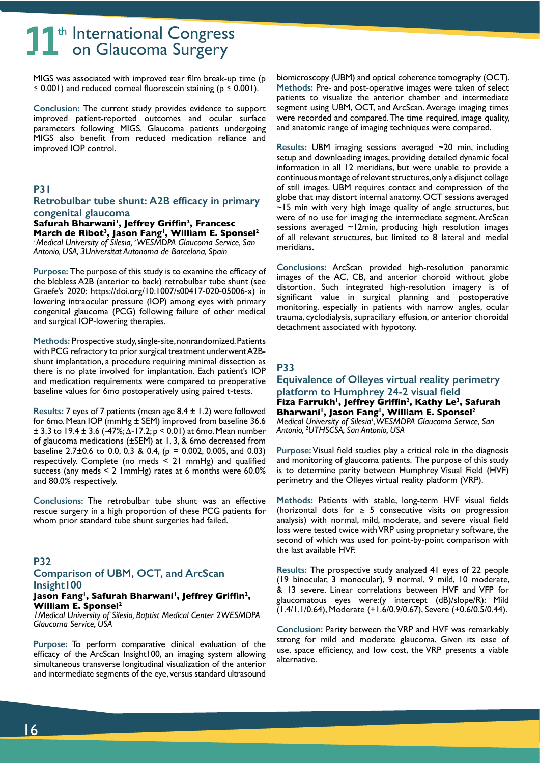MIGS was associated with improved tear film break-up time ($p \leq 0.001$) and reduced corneal fluorescein staining ($p \leq 0.001$).

**Conclusion:** The current study provides evidence to support improved patient-reported outcomes and ocular surface parameters following MIGS. Glaucoma patients undergoing MIGS also benefit from reduced medication reliance and improved IOP control.

## P31

### Retrobulbar tube shunt: A2B efficacy in primary congenital glaucoma

**Safurah Bharwani[1], Jeffrey Griffin[2], Francesc March de Ribot[3], Jason Fang[1], William E. Sponsel[2]**

*[1]Medical University of Silesia, [2]WESMDPA Glaucoma Service, San Antonio, USA, 3Universitat Autonoma de Barcelona, Spain*

**Purpose:** The purpose of this study is to examine the efficacy of the blebless A2B (anterior to back) retrobulbar tube shunt (see Graefe's 2020: https://doi.org/10.1007/s00417-020-05006-x) in lowering intraocular pressure (IOP) among eyes with primary congenital glaucoma (PCG) following failure of other medical and surgical IOP-lowering therapies.

**Methods:** Prospective study, single-site, nonrandomized. Patients with PCG refractory to prior surgical treatment underwent A2B-shunt implantation, a procedure requiring minimal dissection as there is no plate involved for implantation. Each patient's IOP and medication requirements were compared to preoperative baseline values for 6mo postoperatively using paired t-tests.

**Results:** 7 eyes of 7 patients (mean age $8.4 \pm 1.2$) were followed for 6mo. Mean IOP (mmHg ± SEM) improved from baseline $36.6 \pm 3.3$ to $19.4 \pm 3.6$ (-47%; $\Delta$-17.2; $p < 0.01$) at 6mo. Mean number of glaucoma medications (±SEM) at 1, 3, & 6mo decreased from baseline $2.7 \pm 0.6$ to 0.0, 0.3 & 0.4, ($p = 0.002$, 0.005, and 0.03) respectively. Complete (no meds < 21 mmHg) and qualified success (any meds < 2 1mmHg) rates at 6 months were 60.0% and 80.0% respectively.

**Conclusions:** The retrobulbar tube shunt was an effective rescue surgery in a high proportion of these PCG patients for whom prior standard tube shunt surgeries had failed.

## P32

### Comparison of UBM, OCT, and ArcScan Insight100

**Jason Fang[1], Safurah Bharwani[1], Jeffrey Griffin[2], William E. Sponsel[2]**

*1Medical University of Silesia, Baptist Medical Center 2WESMDPA Glaucoma Service, USA*

**Purpose:** To perform comparative clinical evaluation of the efficacy of the ArcScan Insight100, an imaging system allowing simultaneous transverse longitudinal visualization of the anterior and intermediate segments of the eye, versus standard ultrasound biomicroscopy (UBM) and optical coherence tomography (OCT).

**Methods:** Pre- and post-operative images were taken of select patients to visualize the anterior chamber and intermediate segment using UBM, OCT, and ArcScan. Average imaging times were recorded and compared. The time required, image quality, and anatomic range of imaging techniques were compared.

**Results:** UBM imaging sessions averaged ~20 min, including setup and downloading images, providing detailed dynamic focal information in all 12 meridians, but were unable to provide a continuous montage of relevant structures, only a disjunct collage of still images. UBM requires contact and compression of the globe that may distort internal anatomy. OCT sessions averaged ~15 min with very high image quality of angle structures, but were of no use for imaging the intermediate segment. ArcScan sessions averaged ~12min, producing high resolution images of all relevant structures, but limited to 8 lateral and medial meridians.

**Conclusions:** ArcScan provided high-resolution panoramic images of the AC, CB, and anterior choroid without globe distortion. Such integrated high-resolution imagery is of significant value in surgical planning and postoperative monitoring, especially in patients with narrow angles, ocular trauma, cyclodialysis, supraciliary effusion, or anterior choroidal detachment associated with hypotony.

## P33

### Equivalence of Olleyes virtual reality perimetry platform to Humphrey 24-2 visual field

**Fiza Farrukh[1], Jeffrey Griffin[2], Kathy Le[3], Safurah Bharwani[1], Jason Fang[1], William E. Sponsel[2]**

*Medical University of Silesia[1], WESMDPA Glaucoma Service, San Antonio, [2]UTHSCSA, San Antonio, USA*

**Purpose:** Visual field studies play a critical role in the diagnosis and monitoring of glaucoma patients. The purpose of this study is to determine parity between Humphrey Visual Field (HVF) perimetry and the Olleyes virtual reality platform (VRP).

**Methods:** Patients with stable, long-term HVF visual fields (horizontal dots for ≥ 5 consecutive visits on progression analysis) with normal, mild, moderate, and severe visual field loss were tested twice with VRP using proprietary software, the second of which was used for point-by-point comparison with the last available HVF.

**Results:** The prospective study analyzed 41 eyes of 22 people (19 binocular, 3 monocular), 9 normal, 9 mild, 10 moderate, & 13 severe. Linear correlations between HVF and VFP for glaucomatous eyes were:(y intercept (dB)/slope/R): Mild (1.4/1.1/0.64), Moderate (+1.6/0.9/0.67), Severe (+0.6/0.5/0.44).

**Conclusion:** Parity between the VRP and HVF was remarkably strong for mild and moderate glaucoma. Given its ease of use, space efficiency, and low cost, the VRP presents a viable alternative.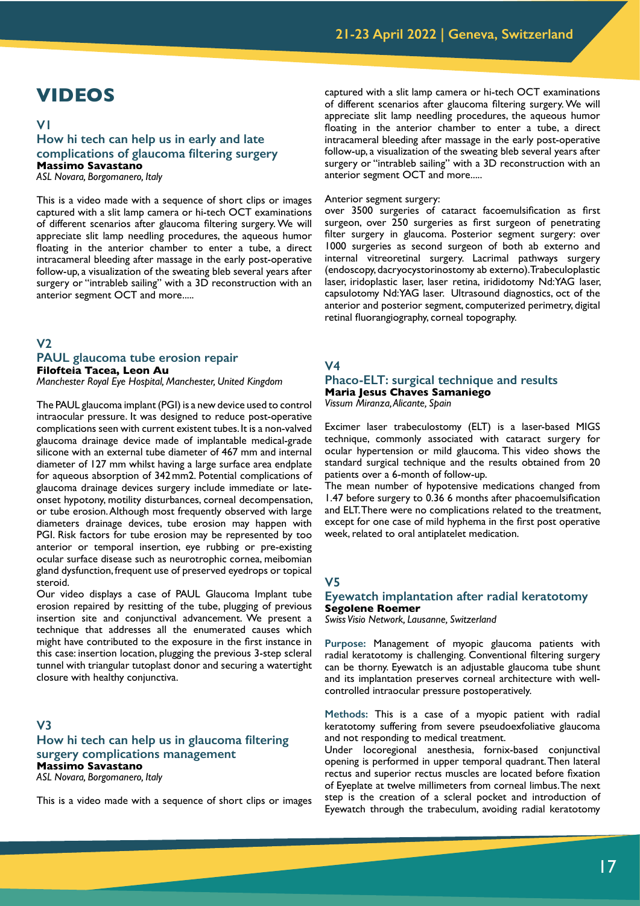# VIDEOS

## V1

### How hi tech can help us in early and late complications of glaucoma filtering surgery

**Massimo Savastano**

*ASL Novara, Borgomanero, Italy*

This is a video made with a sequence of short clips or images captured with a slit lamp camera or hi-tech OCT examinations of different scenarios after glaucoma filtering surgery. We will appreciate slit lamp needling procedures, the aqueous humor floating in the anterior chamber to enter a tube, a direct intracameral bleeding after massage in the early post-operative follow-up, a visualization of the sweating bleb several years after surgery or "intrableb sailing" with a 3D reconstruction with an anterior segment OCT and more.....

## V2

### PAUL glaucoma tube erosion repair

**Filofteia Tacea, Leon Au**

*Manchester Royal Eye Hospital, Manchester, United Kingdom*

The PAUL glaucoma implant (PGI) is a new device used to control intraocular pressure. It was designed to reduce post-operative complications seen with current existent tubes. It is a non-valved glaucoma drainage device made of implantable medical-grade silicone with an external tube diameter of 467 mm and internal diameter of 127 mm whilst having a large surface area endplate for aqueous absorption of 342 mm2. Potential complications of glaucoma drainage devices surgery include immediate or late-onset hypotony, motility disturbances, corneal decompensation, or tube erosion. Although most frequently observed with large diameters drainage devices, tube erosion may happen with PGI. Risk factors for tube erosion may be represented by too anterior or temporal insertion, eye rubbing or pre-existing ocular surface disease such as neurotrophic cornea, meibomian gland dysfunction, frequent use of preserved eyedrops or topical steroid.

Our video displays a case of PAUL Glaucoma Implant tube erosion repaired by resitting of the tube, plugging of previous insertion site and conjunctival advancement. We present a technique that addresses all the enumerated causes which might have contributed to the exposure in the first instance in this case: insertion location, plugging the previous 3-step scleral tunnel with triangular tutoplast donor and securing a watertight closure with healthy conjunctiva.

## V3

### How hi tech can help us in glaucoma filtering surgery complications management

**Massimo Savastano**

*ASL Novara, Borgomanero, Italy*

This is a video made with a sequence of short clips or images captured with a slit lamp camera or hi-tech OCT examinations of different scenarios after glaucoma filtering surgery. We will appreciate slit lamp needling procedures, the aqueous humor floating in the anterior chamber to enter a tube, a direct intracameral bleeding after massage in the early post-operative follow-up, a visualization of the sweating bleb several years after surgery or "intrableb sailing" with a 3D reconstruction with an anterior segment OCT and more.....

Anterior segment surgery:
over 3500 surgeries of cataract facoemulsification as first surgeon, over 250 surgeries as first surgeon of penetrating filter surgery in glaucoma. Posterior segment surgery: over 1000 surgeries as second surgeon of both ab externo and internal vitreoretinal surgery. Lacrimal pathways surgery (endoscopy, dacryocystorinostomy ab externo). Trabeculoplastic laser, iridoplastic laser, laser retina, irididotomy Nd:YAG laser, capsulotomy Nd:YAG laser. Ultrasound diagnostics, oct of the anterior and posterior segment, computerized perimetry, digital retinal fluorangiography, corneal topography.

## V4

### Phaco-ELT: surgical technique and results

**Maria Jesus Chaves Samaniego**

*Vissum Miranza, Alicante, Spain*

Excimer laser trabeculostomy (ELT) is a laser-based MIGS technique, commonly associated with cataract surgery for ocular hypertension or mild glaucoma. This video shows the standard surgical technique and the results obtained from 20 patients over a 6-month of follow-up.

The mean number of hypotensive medications changed from 1.47 before surgery to 0.36 6 months after phacoemulsification and ELT. There were no complications related to the treatment, except for one case of mild hyphema in the first post operative week, related to oral antiplatelet medication.

## V5

### Eyewatch implantation after radial keratotomy

**Segolene Roemer**

*Swiss Visio Network, Lausanne, Switzerland*

**Purpose:** Management of myopic glaucoma patients with radial keratotomy is challenging. Conventional filtering surgery can be thorny. Eyewatch is an adjustable glaucoma tube shunt and its implantation preserves corneal architecture with well-controlled intraocular pressure postoperatively.

**Methods:** This is a case of a myopic patient with radial keratotomy suffering from severe pseudoexfoliative glaucoma and not responding to medical treatment.

Under locoregional anesthesia, fornix-based conjunctival opening is performed in upper temporal quadrant. Then lateral rectus and superior rectus muscles are located before fixation of Eyeplate at twelve millimeters from corneal limbus. The next step is the creation of a scleral pocket and introduction of Eyewatch through the trabeculum, avoiding radial keratotomy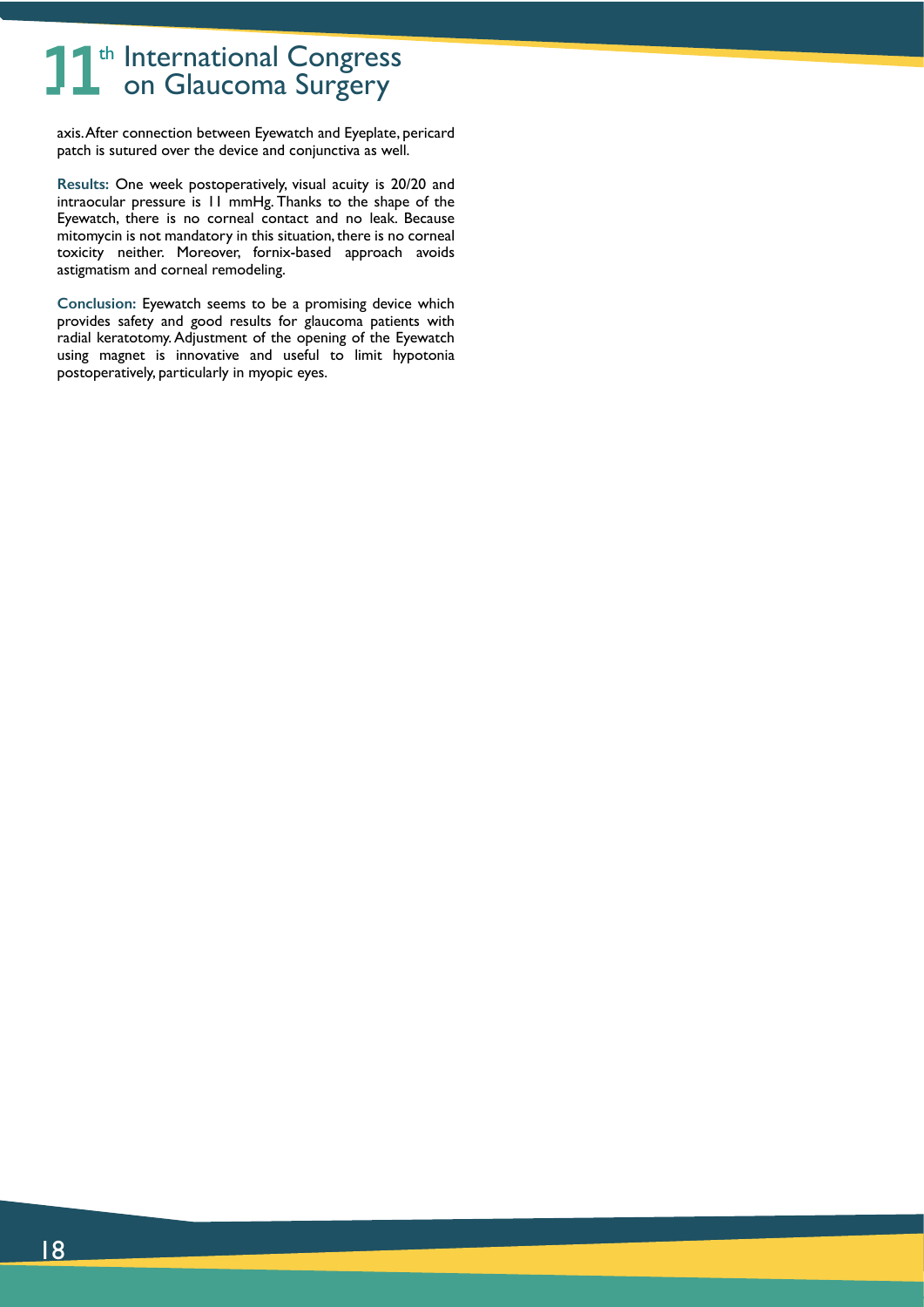axis. After connection between Eyewatch and Eyeplate, pericard patch is sutured over the device and conjunctiva as well.

**Results:** One week postoperatively, visual acuity is 20/20 and intraocular pressure is 11 mmHg. Thanks to the shape of the Eyewatch, there is no corneal contact and no leak. Because mitomycin is not mandatory in this situation, there is no corneal toxicity neither. Moreover, fornix-based approach avoids astigmatism and corneal remodeling.

**Conclusion:** Eyewatch seems to be a promising device which provides safety and good results for glaucoma patients with radial keratotomy. Adjustment of the opening of the Eyewatch using magnet is innovative and useful to limit hypotonia postoperatively, particularly in myopic eyes.